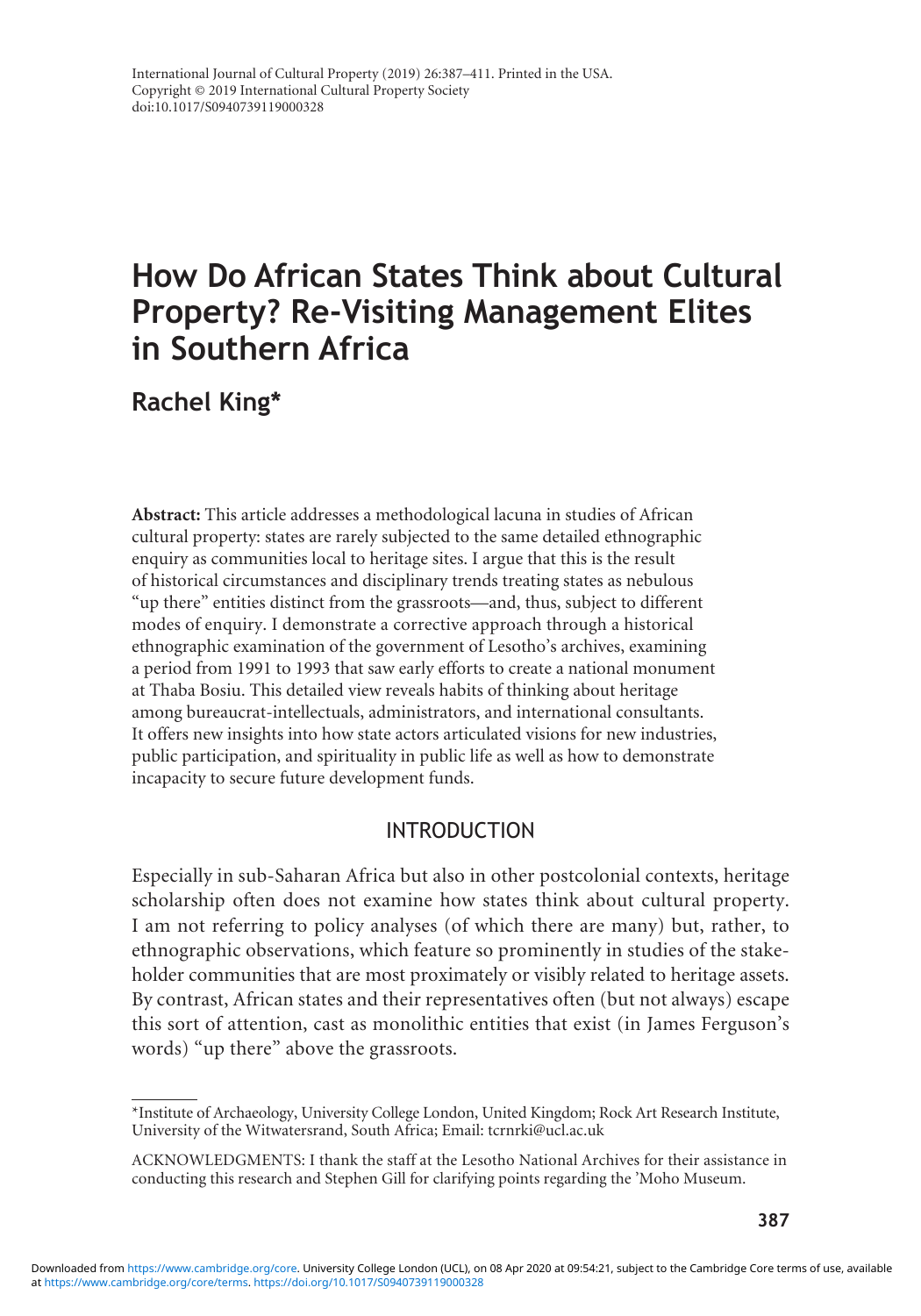# How Do African States Think about Cultural Property? Re-Visiting Management Elites in Southern Africa

## Rachel King*

**Abstract:** This article addresses a methodological lacuna in studies of African cultural property: states are rarely subjected to the same detailed ethnographic enquiry as communities local to heritage sites. I argue that this is the result of historical circumstances and disciplinary trends treating states as nebulous "up there" entities distinct from the grassroots—and, thus, subject to different modes of enquiry. I demonstrate a corrective approach through a historical ethnographic examination of the government of Lesotho's archives, examining a period from 1991 to 1993 that saw early efforts to create a national monument at Thaba Bosiu. This detailed view reveals habits of thinking about heritage among bureaucrat-intellectuals, administrators, and international consultants. It offers new insights into how state actors articulated visions for new industries, public participation, and spirituality in public life as well as how to demonstrate incapacity to secure future development funds.

## INTRODUCTION

Especially in sub-Saharan Africa but also in other postcolonial contexts, heritage scholarship often does not examine how states think about cultural property. I am not referring to policy analyses (of which there are many) but, rather, to ethnographic observations, which feature so prominently in studies of the stakeholder communities that are most proximately or visibly related to heritage assets. By contrast, African states and their representatives often (but not always) escape this sort of attention, cast as monolithic entities that exist (in James Ferguson's words) "up there" above the grassroots.

---

*Institute of Archaeology, University College London, United Kingdom; Rock Art Research Institute, University of the Witwatersrand, South Africa; Email: tcrnrki@ucl.ac.uk

ACKNOWLEDGMENTS: I thank the staff at the Lesotho National Archives for their assistance in conducting this research and Stephen Gill for clarifying points regarding the 'Moho Museum.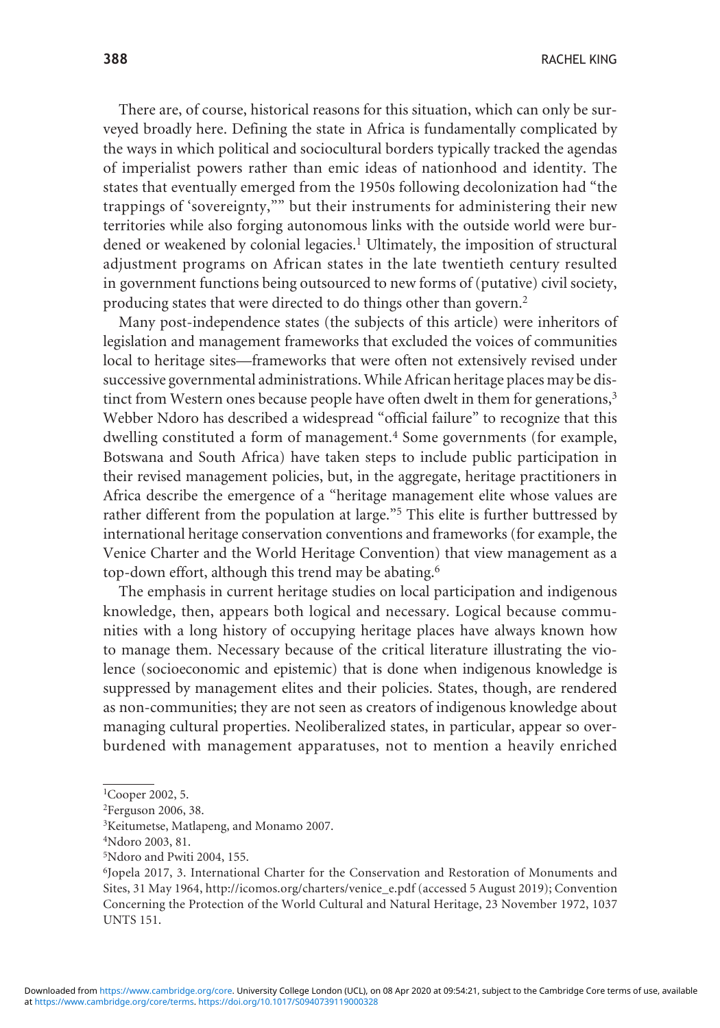There are, of course, historical reasons for this situation, which can only be surveyed broadly here. Defining the state in Africa is fundamentally complicated by the ways in which political and sociocultural borders typically tracked the agendas of imperialist powers rather than emic ideas of nationhood and identity. The states that eventually emerged from the 1950s following decolonization had "the trappings of 'sovereignty,'" but their instruments for administering their new territories while also forging autonomous links with the outside world were burdened or weakened by colonial legacies.[1] Ultimately, the imposition of structural adjustment programs on African states in the late twentieth century resulted in government functions being outsourced to new forms of (putative) civil society, producing states that were directed to do things other than govern.[2]

Many post-independence states (the subjects of this article) were inheritors of legislation and management frameworks that excluded the voices of communities local to heritage sites—frameworks that were often not extensively revised under successive governmental administrations. While African heritage places may be distinct from Western ones because people have often dwelt in them for generations,[3] Webber Ndoro has described a widespread "official failure" to recognize that this dwelling constituted a form of management.[4] Some governments (for example, Botswana and South Africa) have taken steps to include public participation in their revised management policies, but, in the aggregate, heritage practitioners in Africa describe the emergence of a "heritage management elite whose values are rather different from the population at large."[5] This elite is further buttressed by international heritage conservation conventions and frameworks (for example, the Venice Charter and the World Heritage Convention) that view management as a top-down effort, although this trend may be abating.[6]

The emphasis in current heritage studies on local participation and indigenous knowledge, then, appears both logical and necessary. Logical because communities with a long history of occupying heritage places have always known how to manage them. Necessary because of the critical literature illustrating the violence (socioeconomic and epistemic) that is done when indigenous knowledge is suppressed by management elites and their policies. States, though, are rendered as non-communities; they are not seen as creators of indigenous knowledge about managing cultural properties. Neoliberalized states, in particular, appear so overburdened with management apparatuses, not to mention a heavily enriched

---

[1] Cooper 2002, 5.

[2] Ferguson 2006, 38.

[3] Keitumetse, Matlapeng, and Monamo 2007.

[4] Ndoro 2003, 81.

[5] Ndoro and Pwiti 2004, 155.

[6] Jopela 2017, 3. International Charter for the Conservation and Restoration of Monuments and Sites, 31 May 1964, http://icomos.org/charters/venice_e.pdf (accessed 5 August 2019); Convention Concerning the Protection of the World Cultural and Natural Heritage, 23 November 1972, 1037 UNTS 151.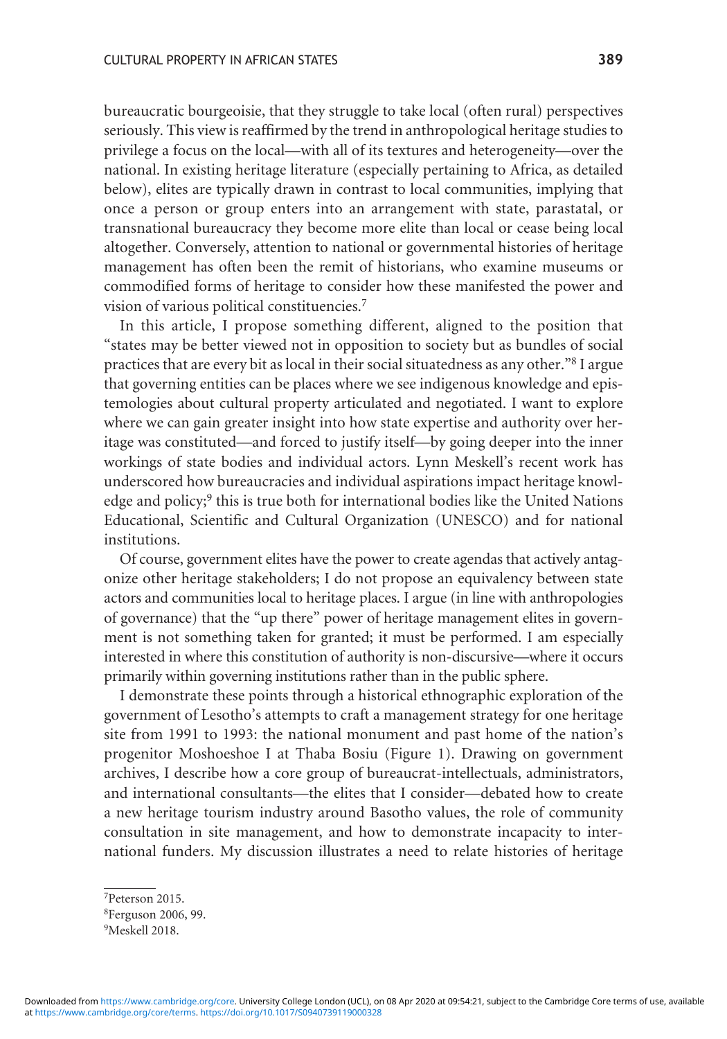bureaucratic bourgeoisie, that they struggle to take local (often rural) perspectives seriously. This view is reaffirmed by the trend in anthropological heritage studies to privilege a focus on the local—with all of its textures and heterogeneity—over the national. In existing heritage literature (especially pertaining to Africa, as detailed below), elites are typically drawn in contrast to local communities, implying that once a person or group enters into an arrangement with state, parastatal, or transnational bureaucracy they become more elite than local or cease being local altogether. Conversely, attention to national or governmental histories of heritage management has often been the remit of historians, who examine museums or commodified forms of heritage to consider how these manifested the power and vision of various political constituencies.[7]

In this article, I propose something different, aligned to the position that "states may be better viewed not in opposition to society but as bundles of social practices that are every bit as local in their social situatedness as any other."[8] I argue that governing entities can be places where we see indigenous knowledge and epistemologies about cultural property articulated and negotiated. I want to explore where we can gain greater insight into how state expertise and authority over heritage was constituted—and forced to justify itself—by going deeper into the inner workings of state bodies and individual actors. Lynn Meskell's recent work has underscored how bureaucracies and individual aspirations impact heritage knowledge and policy;[9] this is true both for international bodies like the United Nations Educational, Scientific and Cultural Organization (UNESCO) and for national institutions.

Of course, government elites have the power to create agendas that actively antagonize other heritage stakeholders; I do not propose an equivalency between state actors and communities local to heritage places. I argue (in line with anthropologies of governance) that the "up there" power of heritage management elites in government is not something taken for granted; it must be performed. I am especially interested in where this constitution of authority is non-discursive—where it occurs primarily within governing institutions rather than in the public sphere.

I demonstrate these points through a historical ethnographic exploration of the government of Lesotho's attempts to craft a management strategy for one heritage site from 1991 to 1993: the national monument and past home of the nation's progenitor Moshoeshoe I at Thaba Bosiu (Figure 1). Drawing on government archives, I describe how a core group of bureaucrat-intellectuals, administrators, and international consultants—the elites that I consider—debated how to create a new heritage tourism industry around Basotho values, the role of community consultation in site management, and how to demonstrate incapacity to international funders. My discussion illustrates a need to relate histories of heritage

[7] Peterson 2015.

[8] Ferguson 2006, 99.

[9] Meskell 2018.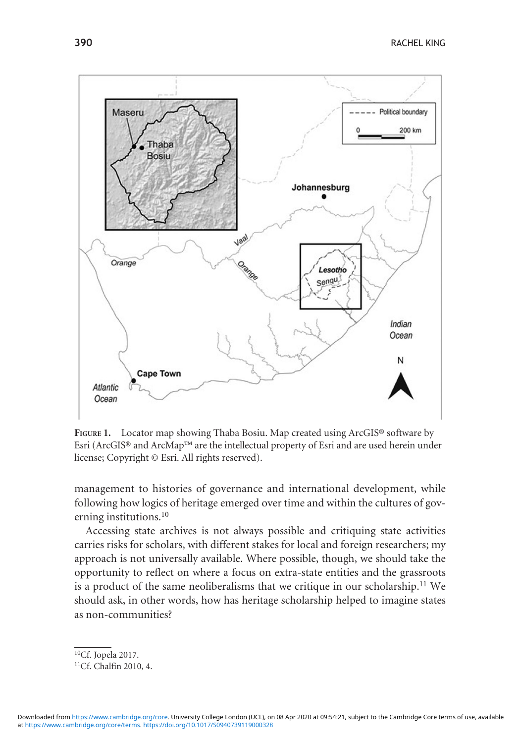**Figure 1.** Locator map showing Thaba Bosiu. Map created using ArcGIS® software by Esri (ArcGIS® and ArcMap™ are the intellectual property of Esri and are used herein under license; Copyright © Esri. All rights reserved).

management to histories of governance and international development, while following how logics of heritage emerged over time and within the cultures of governing institutions.[10]

Accessing state archives is not always possible and critiquing state activities carries risks for scholars, with different stakes for local and foreign researchers; my approach is not universally available. Where possible, though, we should take the opportunity to reflect on where a focus on extra-state entities and the grassroots is a product of the same neoliberalisms that we critique in our scholarship.[11] We should ask, in other words, how has heritage scholarship helped to imagine states as non-communities?

---

[10] Cf. Jopela 2017.

[11] Cf. Chalfin 2010, 4.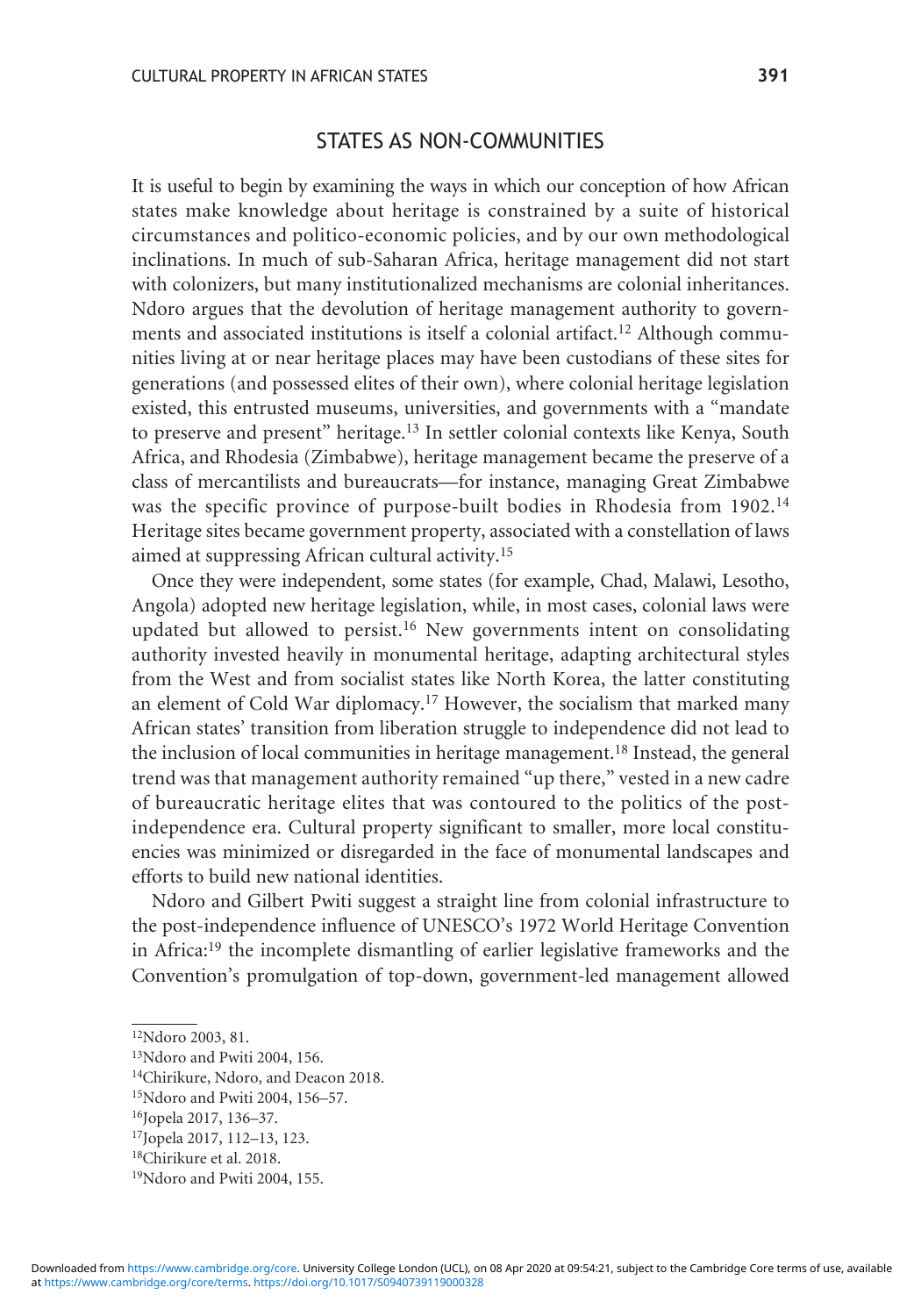## STATES AS NON-COMMUNITIES

It is useful to begin by examining the ways in which our conception of how African states make knowledge about heritage is constrained by a suite of historical circumstances and politico-economic policies, and by our own methodological inclinations. In much of sub-Saharan Africa, heritage management did not start with colonizers, but many institutionalized mechanisms are colonial inheritances. Ndoro argues that the devolution of heritage management authority to governments and associated institutions is itself a colonial artifact.[12] Although communities living at or near heritage places may have been custodians of these sites for generations (and possessed elites of their own), where colonial heritage legislation existed, this entrusted museums, universities, and governments with a "mandate to preserve and present" heritage.[13] In settler colonial contexts like Kenya, South Africa, and Rhodesia (Zimbabwe), heritage management became the preserve of a class of mercantilists and bureaucrats—for instance, managing Great Zimbabwe was the specific province of purpose-built bodies in Rhodesia from 1902.[14] Heritage sites became government property, associated with a constellation of laws aimed at suppressing African cultural activity.[15]

Once they were independent, some states (for example, Chad, Malawi, Lesotho, Angola) adopted new heritage legislation, while, in most cases, colonial laws were updated but allowed to persist.[16] New governments intent on consolidating authority invested heavily in monumental heritage, adapting architectural styles from the West and from socialist states like North Korea, the latter constituting an element of Cold War diplomacy.[17] However, the socialism that marked many African states' transition from liberation struggle to independence did not lead to the inclusion of local communities in heritage management.[18] Instead, the general trend was that management authority remained "up there," vested in a new cadre of bureaucratic heritage elites that was contoured to the politics of the post-independence era. Cultural property significant to smaller, more local constituencies was minimized or disregarded in the face of monumental landscapes and efforts to build new national identities.

Ndoro and Gilbert Pwiti suggest a straight line from colonial infrastructure to the post-independence influence of UNESCO's 1972 World Heritage Convention in Africa:[19] the incomplete dismantling of earlier legislative frameworks and the Convention's promulgation of top-down, government-led management allowed

---

[12] Ndoro 2003, 81.

[13] Ndoro and Pwiti 2004, 156.

[14] Chirikure, Ndoro, and Deacon 2018.

[15] Ndoro and Pwiti 2004, 156–57.

[16] Jopela 2017, 136–37.

[17] Jopela 2017, 112–13, 123.

[18] Chirikure et al. 2018.

[19] Ndoro and Pwiti 2004, 155.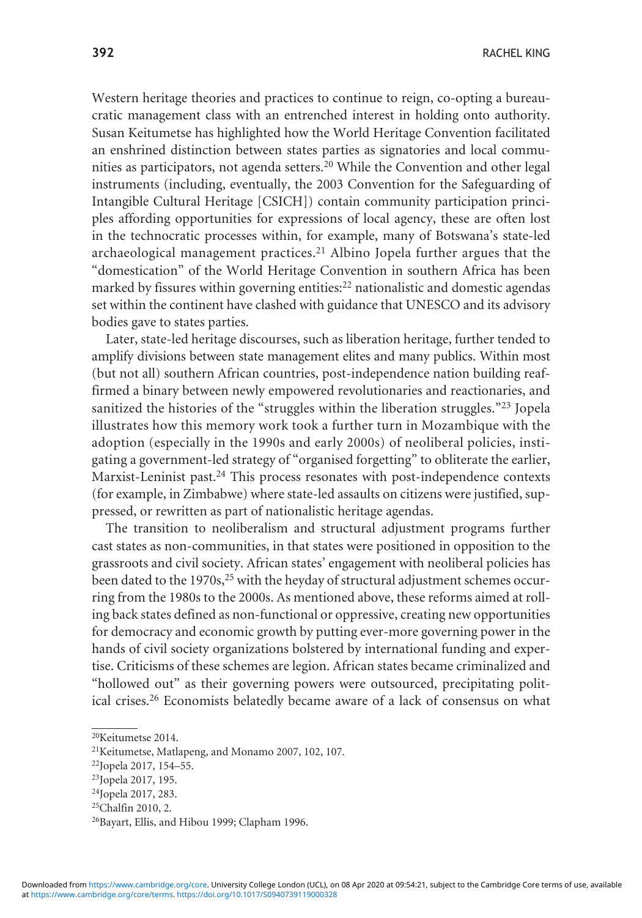Western heritage theories and practices to continue to reign, co-opting a bureaucratic management class with an entrenched interest in holding onto authority. Susan Keitumetse has highlighted how the World Heritage Convention facilitated an enshrined distinction between states parties as signatories and local communities as participators, not agenda setters.[20] While the Convention and other legal instruments (including, eventually, the 2003 Convention for the Safeguarding of Intangible Cultural Heritage [CSICH]) contain community participation principles affording opportunities for expressions of local agency, these are often lost in the technocratic processes within, for example, many of Botswana's state-led archaeological management practices.[21] Albino Jopela further argues that the "domestication" of the World Heritage Convention in southern Africa has been marked by fissures within governing entities:[22] nationalistic and domestic agendas set within the continent have clashed with guidance that UNESCO and its advisory bodies gave to states parties.

Later, state-led heritage discourses, such as liberation heritage, further tended to amplify divisions between state management elites and many publics. Within most (but not all) southern African countries, post-independence nation building reaffirmed a binary between newly empowered revolutionaries and reactionaries, and sanitized the histories of the "struggles within the liberation struggles."[23] Jopela illustrates how this memory work took a further turn in Mozambique with the adoption (especially in the 1990s and early 2000s) of neoliberal policies, instigating a government-led strategy of "organised forgetting" to obliterate the earlier, Marxist-Leninist past.[24] This process resonates with post-independence contexts (for example, in Zimbabwe) where state-led assaults on citizens were justified, suppressed, or rewritten as part of nationalistic heritage agendas.

The transition to neoliberalism and structural adjustment programs further cast states as non-communities, in that states were positioned in opposition to the grassroots and civil society. African states' engagement with neoliberal policies has been dated to the 1970s,[25] with the heyday of structural adjustment schemes occurring from the 1980s to the 2000s. As mentioned above, these reforms aimed at rolling back states defined as non-functional or oppressive, creating new opportunities for democracy and economic growth by putting ever-more governing power in the hands of civil society organizations bolstered by international funding and expertise. Criticisms of these schemes are legion. African states became criminalized and "hollowed out" as their governing powers were outsourced, precipitating political crises.[26] Economists belatedly became aware of a lack of consensus on what

---

[20]Keitumetse 2014.

[21]Keitumetse, Matlapeng, and Monamo 2007, 102, 107.

[22]Jopela 2017, 154–55.

[23]Jopela 2017, 195.

[24]Jopela 2017, 283.

[25]Chalfin 2010, 2.

[26]Bayart, Ellis, and Hibou 1999; Clapham 1996.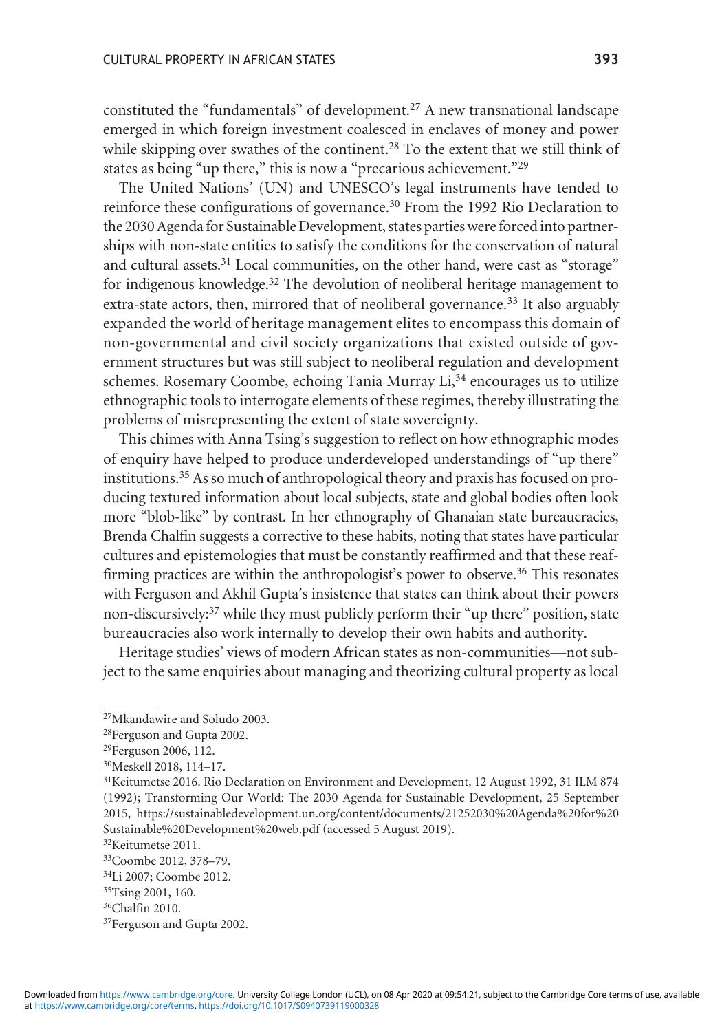constituted the "fundamentals" of development.[27] A new transnational landscape emerged in which foreign investment coalesced in enclaves of money and power while skipping over swathes of the continent.[28] To the extent that we still think of states as being "up there," this is now a "precarious achievement."[29]

The United Nations' (UN) and UNESCO's legal instruments have tended to reinforce these configurations of governance.[30] From the 1992 Rio Declaration to the 2030 Agenda for Sustainable Development, states parties were forced into partnerships with non-state entities to satisfy the conditions for the conservation of natural and cultural assets.[31] Local communities, on the other hand, were cast as "storage" for indigenous knowledge.[32] The devolution of neoliberal heritage management to extra-state actors, then, mirrored that of neoliberal governance.[33] It also arguably expanded the world of heritage management elites to encompass this domain of non-governmental and civil society organizations that existed outside of government structures but was still subject to neoliberal regulation and development schemes. Rosemary Coombe, echoing Tania Murray Li,[34] encourages us to utilize ethnographic tools to interrogate elements of these regimes, thereby illustrating the problems of misrepresenting the extent of state sovereignty.

This chimes with Anna Tsing's suggestion to reflect on how ethnographic modes of enquiry have helped to produce underdeveloped understandings of "up there" institutions.[35] As so much of anthropological theory and praxis has focused on producing textured information about local subjects, state and global bodies often look more "blob-like" by contrast. In her ethnography of Ghanaian state bureaucracies, Brenda Chalfin suggests a corrective to these habits, noting that states have particular cultures and epistemologies that must be constantly reaffirmed and that these reaffirming practices are within the anthropologist's power to observe.[36] This resonates with Ferguson and Akhil Gupta's insistence that states can think about their powers non-discursively:[37] while they must publicly perform their "up there" position, state bureaucracies also work internally to develop their own habits and authority.

Heritage studies' views of modern African states as non-communities—not subject to the same enquiries about managing and theorizing cultural property as local

---

[27] Mkandawire and Soludo 2003.

[28] Ferguson and Gupta 2002.

[29] Ferguson 2006, 112.

[30] Meskell 2018, 114–17.

[31] Keitumetse 2016. Rio Declaration on Environment and Development, 12 August 1992, 31 ILM 874 (1992); Transforming Our World: The 2030 Agenda for Sustainable Development, 25 September 2015, https://sustainabledevelopment.un.org/content/documents/21252030%20Agenda%20for%20Sustainable%20Development%20web.pdf (accessed 5 August 2019).

[32] Keitumetse 2011.

[33] Coombe 2012, 378–79.

[34] Li 2007; Coombe 2012.

[35] Tsing 2001, 160.

[36] Chalfin 2010.

[37] Ferguson and Gupta 2002.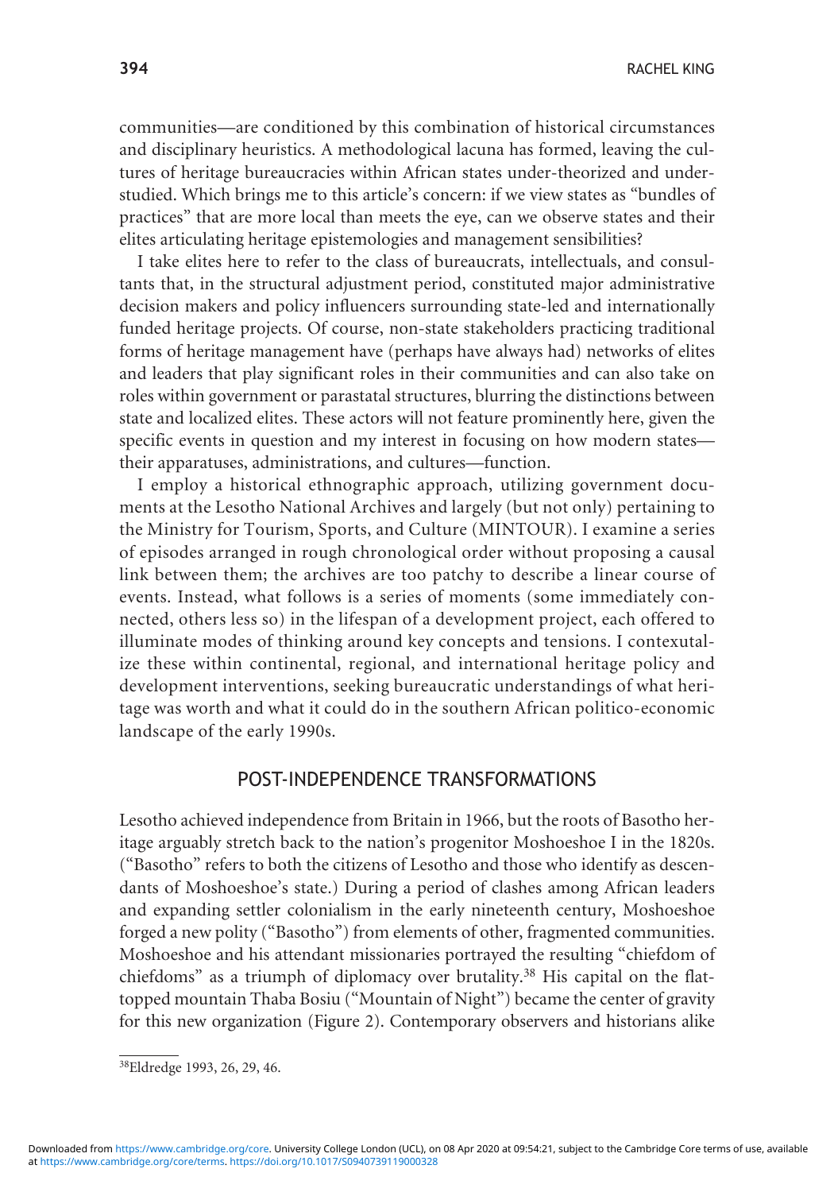communities—are conditioned by this combination of historical circumstances and disciplinary heuristics. A methodological lacuna has formed, leaving the cultures of heritage bureaucracies within African states under-theorized and understudied. Which brings me to this article's concern: if we view states as "bundles of practices" that are more local than meets the eye, can we observe states and their elites articulating heritage epistemologies and management sensibilities?

I take elites here to refer to the class of bureaucrats, intellectuals, and consultants that, in the structural adjustment period, constituted major administrative decision makers and policy influencers surrounding state-led and internationally funded heritage projects. Of course, non-state stakeholders practicing traditional forms of heritage management have (perhaps have always had) networks of elites and leaders that play significant roles in their communities and can also take on roles within government or parastatal structures, blurring the distinctions between state and localized elites. These actors will not feature prominently here, given the specific events in question and my interest in focusing on how modern states—their apparatuses, administrations, and cultures—function.

I employ a historical ethnographic approach, utilizing government documents at the Lesotho National Archives and largely (but not only) pertaining to the Ministry for Tourism, Sports, and Culture (MINTOUR). I examine a series of episodes arranged in rough chronological order without proposing a causal link between them; the archives are too patchy to describe a linear course of events. Instead, what follows is a series of moments (some immediately connected, others less so) in the lifespan of a development project, each offered to illuminate modes of thinking around key concepts and tensions. I contextualize these within continental, regional, and international heritage policy and development interventions, seeking bureaucratic understandings of what heritage was worth and what it could do in the southern African politico-economic landscape of the early 1990s.

## POST-INDEPENDENCE TRANSFORMATIONS

Lesotho achieved independence from Britain in 1966, but the roots of Basotho heritage arguably stretch back to the nation's progenitor Moshoeshoe I in the 1820s. ("Basotho" refers to both the citizens of Lesotho and those who identify as descendants of Moshoeshoe's state.) During a period of clashes among African leaders and expanding settler colonialism in the early nineteenth century, Moshoeshoe forged a new polity ("Basotho") from elements of other, fragmented communities. Moshoeshoe and his attendant missionaries portrayed the resulting "chiefdom of chiefdoms" as a triumph of diplomacy over brutality.[38] His capital on the flat-topped mountain Thaba Bosiu ("Mountain of Night") became the center of gravity for this new organization (Figure 2). Contemporary observers and historians alike

[38] Eldredge 1993, 26, 29, 46.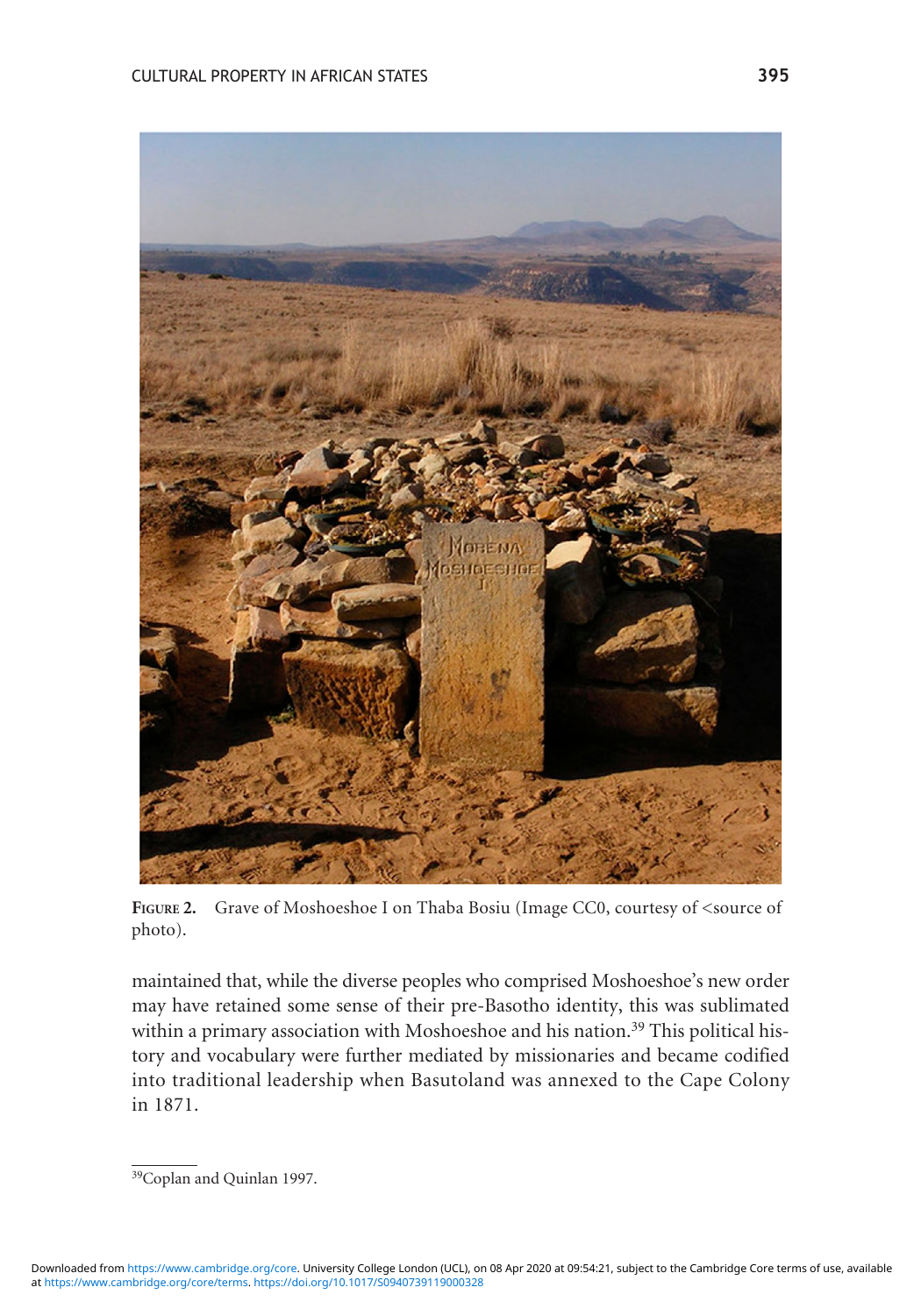**Figure 2.** Grave of Moshoeshoe I on Thaba Bosiu (Image CC0, courtesy of <source of photo).

maintained that, while the diverse peoples who comprised Moshoeshoe's new order may have retained some sense of their pre-Basotho identity, this was sublimated within a primary association with Moshoeshoe and his nation.[39] This political history and vocabulary were further mediated by missionaries and became codified into traditional leadership when Basutoland was annexed to the Cape Colony in 1871.

[39]Coplan and Quinlan 1997.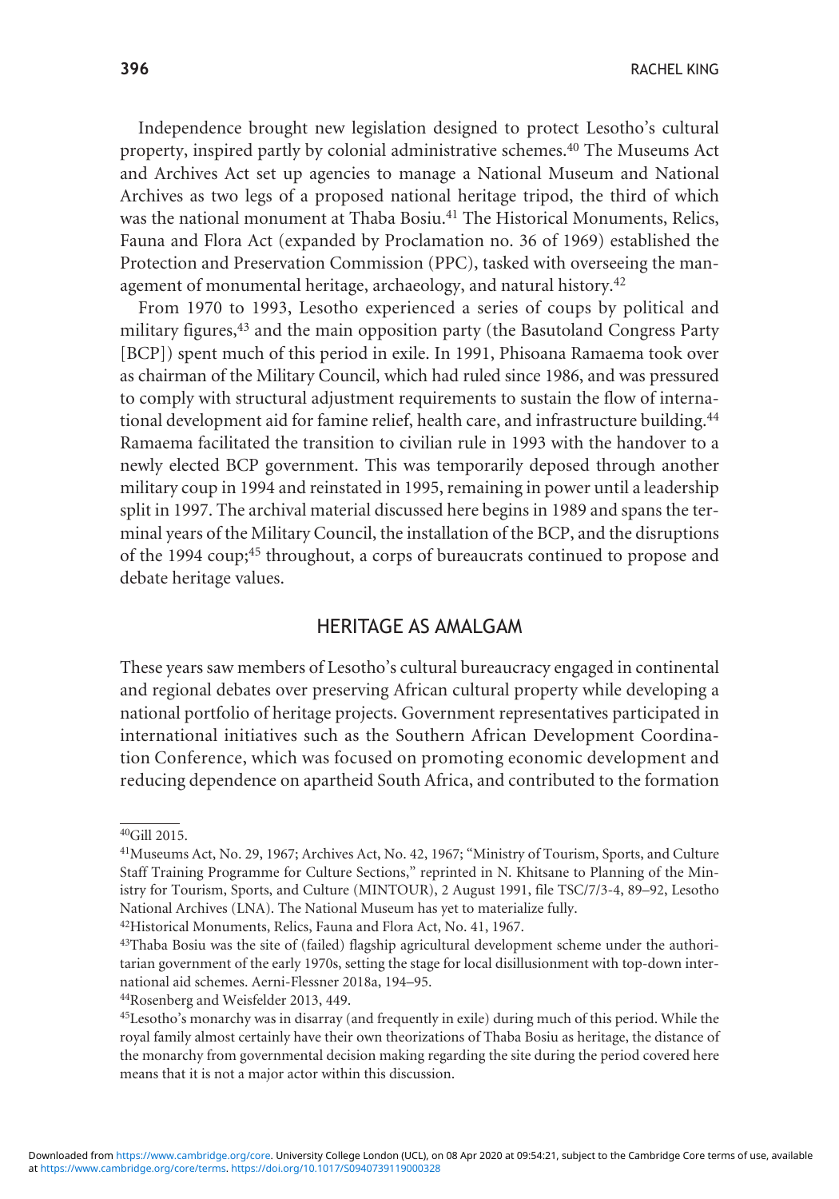Independence brought new legislation designed to protect Lesotho's cultural property, inspired partly by colonial administrative schemes.[40] The Museums Act and Archives Act set up agencies to manage a National Museum and National Archives as two legs of a proposed national heritage tripod, the third of which was the national monument at Thaba Bosiu.[41] The Historical Monuments, Relics, Fauna and Flora Act (expanded by Proclamation no. 36 of 1969) established the Protection and Preservation Commission (PPC), tasked with overseeing the management of monumental heritage, archaeology, and natural history.[42]

From 1970 to 1993, Lesotho experienced a series of coups by political and military figures,[43] and the main opposition party (the Basutoland Congress Party [BCP]) spent much of this period in exile. In 1991, Phisoana Ramaema took over as chairman of the Military Council, which had ruled since 1986, and was pressured to comply with structural adjustment requirements to sustain the flow of international development aid for famine relief, health care, and infrastructure building.[44] Ramaema facilitated the transition to civilian rule in 1993 with the handover to a newly elected BCP government. This was temporarily deposed through another military coup in 1994 and reinstated in 1995, remaining in power until a leadership split in 1997. The archival material discussed here begins in 1989 and spans the terminal years of the Military Council, the installation of the BCP, and the disruptions of the 1994 coup;[45] throughout, a corps of bureaucrats continued to propose and debate heritage values.

## HERITAGE AS AMALGAM

These years saw members of Lesotho's cultural bureaucracy engaged in continental and regional debates over preserving African cultural property while developing a national portfolio of heritage projects. Government representatives participated in international initiatives such as the Southern African Development Coordination Conference, which was focused on promoting economic development and reducing dependence on apartheid South Africa, and contributed to the formation

---

[40] Gill 2015.

[41] Museums Act, No. 29, 1967; Archives Act, No. 42, 1967; "Ministry of Tourism, Sports, and Culture Staff Training Programme for Culture Sections," reprinted in N. Khitsane to Planning of the Ministry for Tourism, Sports, and Culture (MINTOUR), 2 August 1991, file TSC/7/3-4, 89–92, Lesotho National Archives (LNA). The National Museum has yet to materialize fully.

[42] Historical Monuments, Relics, Fauna and Flora Act, No. 41, 1967.

[43] Thaba Bosiu was the site of (failed) flagship agricultural development scheme under the authoritarian government of the early 1970s, setting the stage for local disillusionment with top-down international aid schemes. Aerni-Flessner 2018a, 194–95.

[44] Rosenberg and Weisfelder 2013, 449.

[45] Lesotho's monarchy was in disarray (and frequently in exile) during much of this period. While the royal family almost certainly have their own theorizations of Thaba Bosiu as heritage, the distance of the monarchy from governmental decision making regarding the site during the period covered here means that it is not a major actor within this discussion.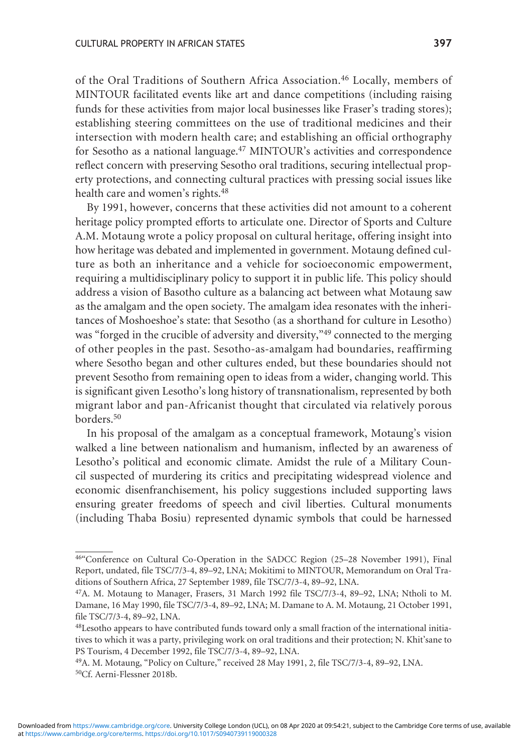of the Oral Traditions of Southern Africa Association.[46] Locally, members of MINTOUR facilitated events like art and dance competitions (including raising funds for these activities from major local businesses like Fraser's trading stores); establishing steering committees on the use of traditional medicines and their intersection with modern health care; and establishing an official orthography for Sesotho as a national language.[47] MINTOUR's activities and correspondence reflect concern with preserving Sesotho oral traditions, securing intellectual property protections, and connecting cultural practices with pressing social issues like health care and women's rights.[48]

By 1991, however, concerns that these activities did not amount to a coherent heritage policy prompted efforts to articulate one. Director of Sports and Culture A.M. Motaung wrote a policy proposal on cultural heritage, offering insight into how heritage was debated and implemented in government. Motaung defined culture as both an inheritance and a vehicle for socioeconomic empowerment, requiring a multidisciplinary policy to support it in public life. This policy should address a vision of Basotho culture as a balancing act between what Motaung saw as the amalgam and the open society. The amalgam idea resonates with the inheritances of Moshoeshoe's state: that Sesotho (as a shorthand for culture in Lesotho) was "forged in the crucible of adversity and diversity,"[49] connected to the merging of other peoples in the past. Sesotho-as-amalgam had boundaries, reaffirming where Sesotho began and other cultures ended, but these boundaries should not prevent Sesotho from remaining open to ideas from a wider, changing world. This is significant given Lesotho's long history of transnationalism, represented by both migrant labor and pan-Africanist thought that circulated via relatively porous borders.[50]

In his proposal of the amalgam as a conceptual framework, Motaung's vision walked a line between nationalism and humanism, inflected by an awareness of Lesotho's political and economic climate. Amidst the rule of a Military Council suspected of murdering its critics and precipitating widespread violence and economic disenfranchisement, his policy suggestions included supporting laws ensuring greater freedoms of speech and civil liberties. Cultural monuments (including Thaba Bosiu) represented dynamic symbols that could be harnessed

---

[46] "Conference on Cultural Co-Operation in the SADCC Region (25–28 November 1991), Final Report, undated, file TSC/7/3-4, 89–92, LNA; Mokitimi to MINTOUR, Memorandum on Oral Traditions of Southern Africa, 27 September 1989, file TSC/7/3-4, 89–92, LNA.

[47] A. M. Motaung to Manager, Frasers, 31 March 1992 file TSC/7/3-4, 89–92, LNA; Ntholi to M. Damane, 16 May 1990, file TSC/7/3-4, 89–92, LNA; M. Damane to A. M. Motaung, 21 October 1991, file TSC/7/3-4, 89–92, LNA.

[48] Lesotho appears to have contributed funds toward only a small fraction of the international initiatives to which it was a party, privileging work on oral traditions and their protection; N. Khit'sane to PS Tourism, 4 December 1992, file TSC/7/3-4, 89–92, LNA.

[49] A. M. Motaung, "Policy on Culture," received 28 May 1991, 2, file TSC/7/3-4, 89–92, LNA.

[50] Cf. Aerni-Flessner 2018b.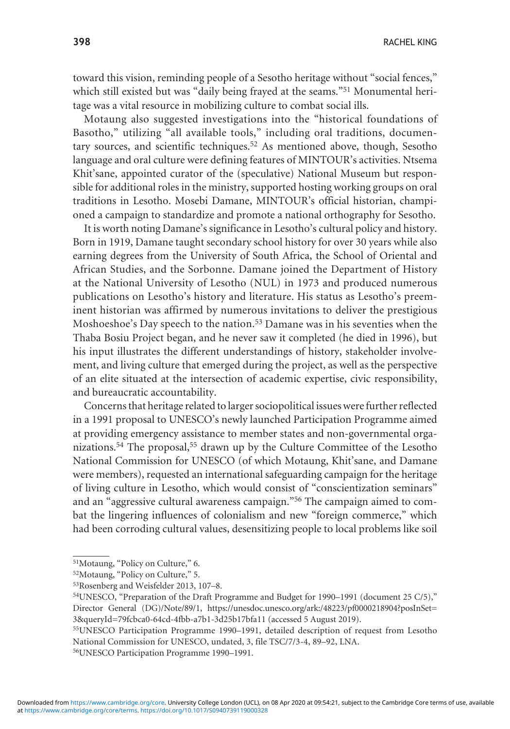toward this vision, reminding people of a Sesotho heritage without "social fences," which still existed but was "daily being frayed at the seams."[51] Monumental heritage was a vital resource in mobilizing culture to combat social ills.

Motaung also suggested investigations into the "historical foundations of Basotho," utilizing "all available tools," including oral traditions, documentary sources, and scientific techniques.[52] As mentioned above, though, Sesotho language and oral culture were defining features of MINTOUR's activities. Ntsema Khit'sane, appointed curator of the (speculative) National Museum but responsible for additional roles in the ministry, supported hosting working groups on oral traditions in Lesotho. Mosebi Damane, MINTOUR's official historian, championed a campaign to standardize and promote a national orthography for Sesotho.

It is worth noting Damane's significance in Lesotho's cultural policy and history. Born in 1919, Damane taught secondary school history for over 30 years while also earning degrees from the University of South Africa, the School of Oriental and African Studies, and the Sorbonne. Damane joined the Department of History at the National University of Lesotho (NUL) in 1973 and produced numerous publications on Lesotho's history and literature. His status as Lesotho's preeminent historian was affirmed by numerous invitations to deliver the prestigious Moshoeshoe's Day speech to the nation.[53] Damane was in his seventies when the Thaba Bosiu Project began, and he never saw it completed (he died in 1996), but his input illustrates the different understandings of history, stakeholder involvement, and living culture that emerged during the project, as well as the perspective of an elite situated at the intersection of academic expertise, civic responsibility, and bureaucratic accountability.

Concerns that heritage related to larger sociopolitical issues were further reflected in a 1991 proposal to UNESCO's newly launched Participation Programme aimed at providing emergency assistance to member states and non-governmental organizations.[54] The proposal,[55] drawn up by the Culture Committee of the Lesotho National Commission for UNESCO (of which Motaung, Khit'sane, and Damane were members), requested an international safeguarding campaign for the heritage of living culture in Lesotho, which would consist of "conscientization seminars" and an "aggressive cultural awareness campaign."[56] The campaign aimed to combat the lingering influences of colonialism and new "foreign commerce," which had been corroding cultural values, desensitizing people to local problems like soil

---

[51]Motaung, "Policy on Culture," 6.

[52]Motaung, "Policy on Culture," 5.

[53]Rosenberg and Weisfelder 2013, 107–8.

[54]UNESCO, "Preparation of the Draft Programme and Budget for 1990–1991 (document 25 C/5)," Director General (DG)/Note/89/1, https://unesdoc.unesco.org/ark:/48223/pf0000218904?posInSet=3&queryId=79fcbca0-64cd-4fbb-a7b1-3d25b17bfa11 (accessed 5 August 2019).

[55]UNESCO Participation Programme 1990–1991, detailed description of request from Lesotho National Commission for UNESCO, undated, 3, file TSC/7/3-4, 89–92, LNA.

[56]UNESCO Participation Programme 1990–1991.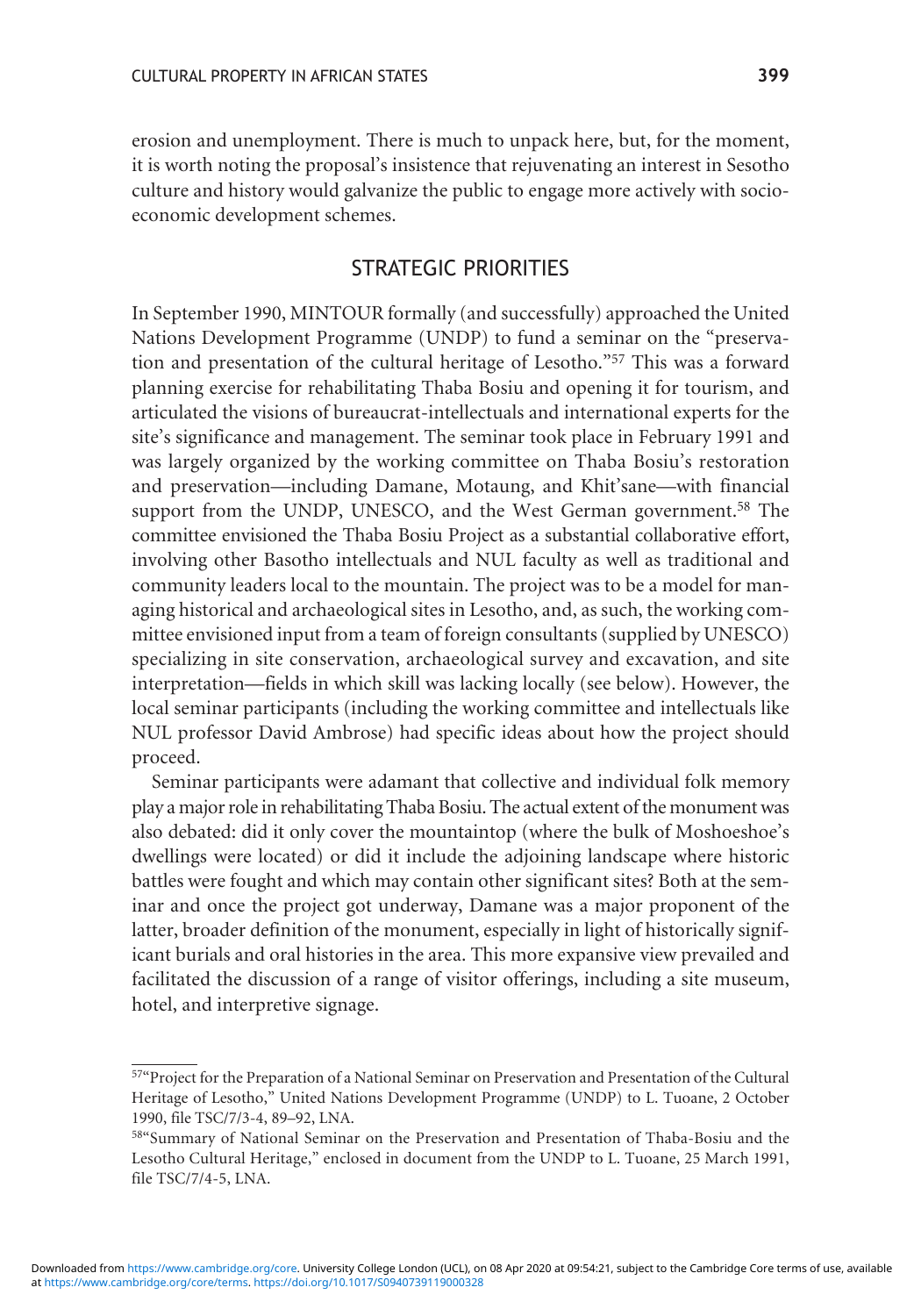erosion and unemployment. There is much to unpack here, but, for the moment, it is worth noting the proposal's insistence that rejuvenating an interest in Sesotho culture and history would galvanize the public to engage more actively with socio-economic development schemes.

## STRATEGIC PRIORITIES

In September 1990, MINTOUR formally (and successfully) approached the United Nations Development Programme (UNDP) to fund a seminar on the "preservation and presentation of the cultural heritage of Lesotho."[57] This was a forward planning exercise for rehabilitating Thaba Bosiu and opening it for tourism, and articulated the visions of bureaucrat-intellectuals and international experts for the site's significance and management. The seminar took place in February 1991 and was largely organized by the working committee on Thaba Bosiu's restoration and preservation—including Damane, Motaung, and Khit'sane—with financial support from the UNDP, UNESCO, and the West German government.[58] The committee envisioned the Thaba Bosiu Project as a substantial collaborative effort, involving other Basotho intellectuals and NUL faculty as well as traditional and community leaders local to the mountain. The project was to be a model for managing historical and archaeological sites in Lesotho, and, as such, the working committee envisioned input from a team of foreign consultants (supplied by UNESCO) specializing in site conservation, archaeological survey and excavation, and site interpretation—fields in which skill was lacking locally (see below). However, the local seminar participants (including the working committee and intellectuals like NUL professor David Ambrose) had specific ideas about how the project should proceed.

Seminar participants were adamant that collective and individual folk memory play a major role in rehabilitating Thaba Bosiu. The actual extent of the monument was also debated: did it only cover the mountaintop (where the bulk of Moshoeshoe's dwellings were located) or did it include the adjoining landscape where historic battles were fought and which may contain other significant sites? Both at the seminar and once the project got underway, Damane was a major proponent of the latter, broader definition of the monument, especially in light of historically significant burials and oral histories in the area. This more expansive view prevailed and facilitated the discussion of a range of visitor offerings, including a site museum, hotel, and interpretive signage.

---

[57] "Project for the Preparation of a National Seminar on Preservation and Presentation of the Cultural Heritage of Lesotho," United Nations Development Programme (UNDP) to L. Tuoane, 2 October 1990, file TSC/7/3-4, 89–92, LNA.

[58] "Summary of National Seminar on the Preservation and Presentation of Thaba-Bosiu and the Lesotho Cultural Heritage," enclosed in document from the UNDP to L. Tuoane, 25 March 1991, file TSC/7/4-5, LNA.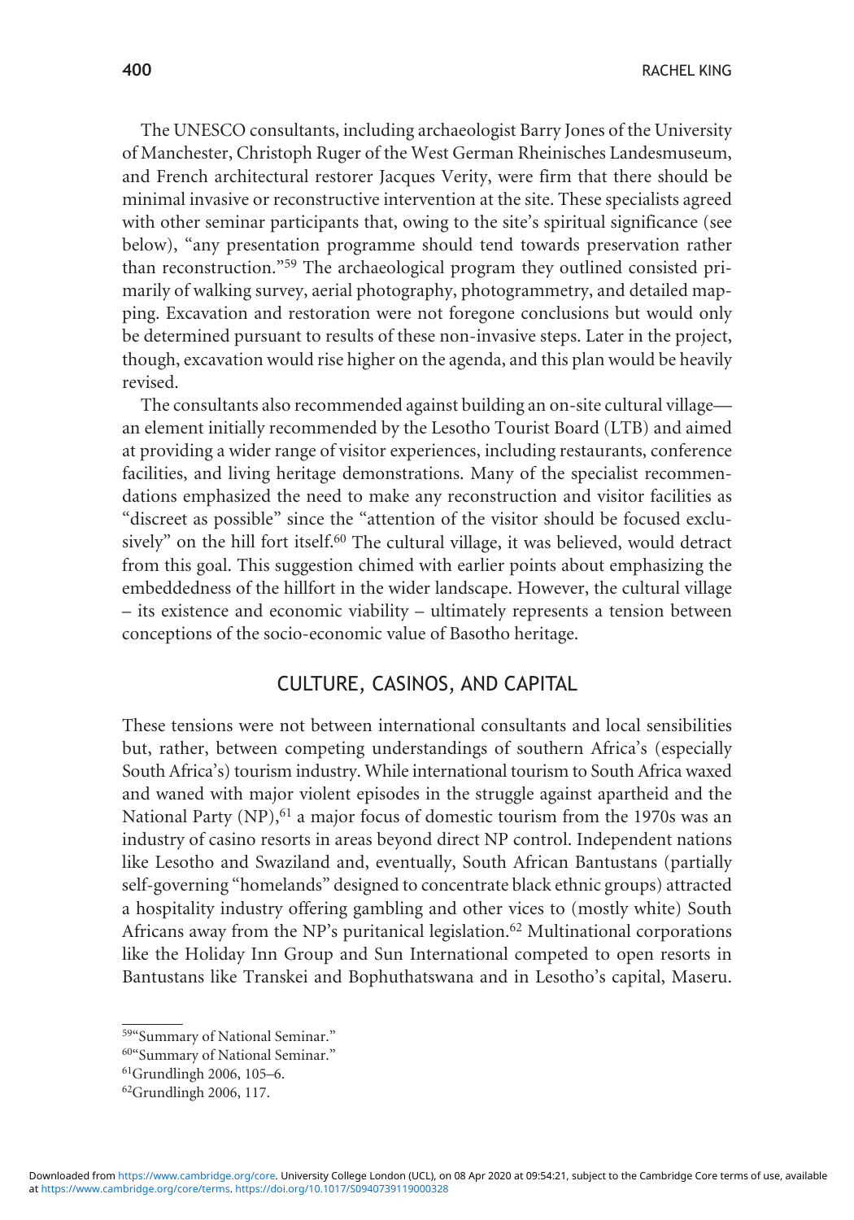The UNESCO consultants, including archaeologist Barry Jones of the University of Manchester, Christoph Ruger of the West German Rheinisches Landesmuseum, and French architectural restorer Jacques Verity, were firm that there should be minimal invasive or reconstructive intervention at the site. These specialists agreed with other seminar participants that, owing to the site's spiritual significance (see below), "any presentation programme should tend towards preservation rather than reconstruction."[59] The archaeological program they outlined consisted primarily of walking survey, aerial photography, photogrammetry, and detailed mapping. Excavation and restoration were not foregone conclusions but would only be determined pursuant to results of these non-invasive steps. Later in the project, though, excavation would rise higher on the agenda, and this plan would be heavily revised.

The consultants also recommended against building an on-site cultural village—an element initially recommended by the Lesotho Tourist Board (LTB) and aimed at providing a wider range of visitor experiences, including restaurants, conference facilities, and living heritage demonstrations. Many of the specialist recommendations emphasized the need to make any reconstruction and visitor facilities as "discreet as possible" since the "attention of the visitor should be focused exclusively" on the hill fort itself.[60] The cultural village, it was believed, would detract from this goal. This suggestion chimed with earlier points about emphasizing the embeddedness of the hillfort in the wider landscape. However, the cultural village – its existence and economic viability – ultimately represents a tension between conceptions of the socio-economic value of Basotho heritage.

## CULTURE, CASINOS, AND CAPITAL

These tensions were not between international consultants and local sensibilities but, rather, between competing understandings of southern Africa's (especially South Africa's) tourism industry. While international tourism to South Africa waxed and waned with major violent episodes in the struggle against apartheid and the National Party (NP),[61] a major focus of domestic tourism from the 1970s was an industry of casino resorts in areas beyond direct NP control. Independent nations like Lesotho and Swaziland and, eventually, South African Bantustans (partially self-governing "homelands" designed to concentrate black ethnic groups) attracted a hospitality industry offering gambling and other vices to (mostly white) South Africans away from the NP's puritanical legislation.[62] Multinational corporations like the Holiday Inn Group and Sun International competed to open resorts in Bantustans like Transkei and Bophuthatswana and in Lesotho's capital, Maseru.

---

[59]"Summary of National Seminar."

[60]"Summary of National Seminar."

[61]Grundlingh 2006, 105–6.

[62]Grundlingh 2006, 117.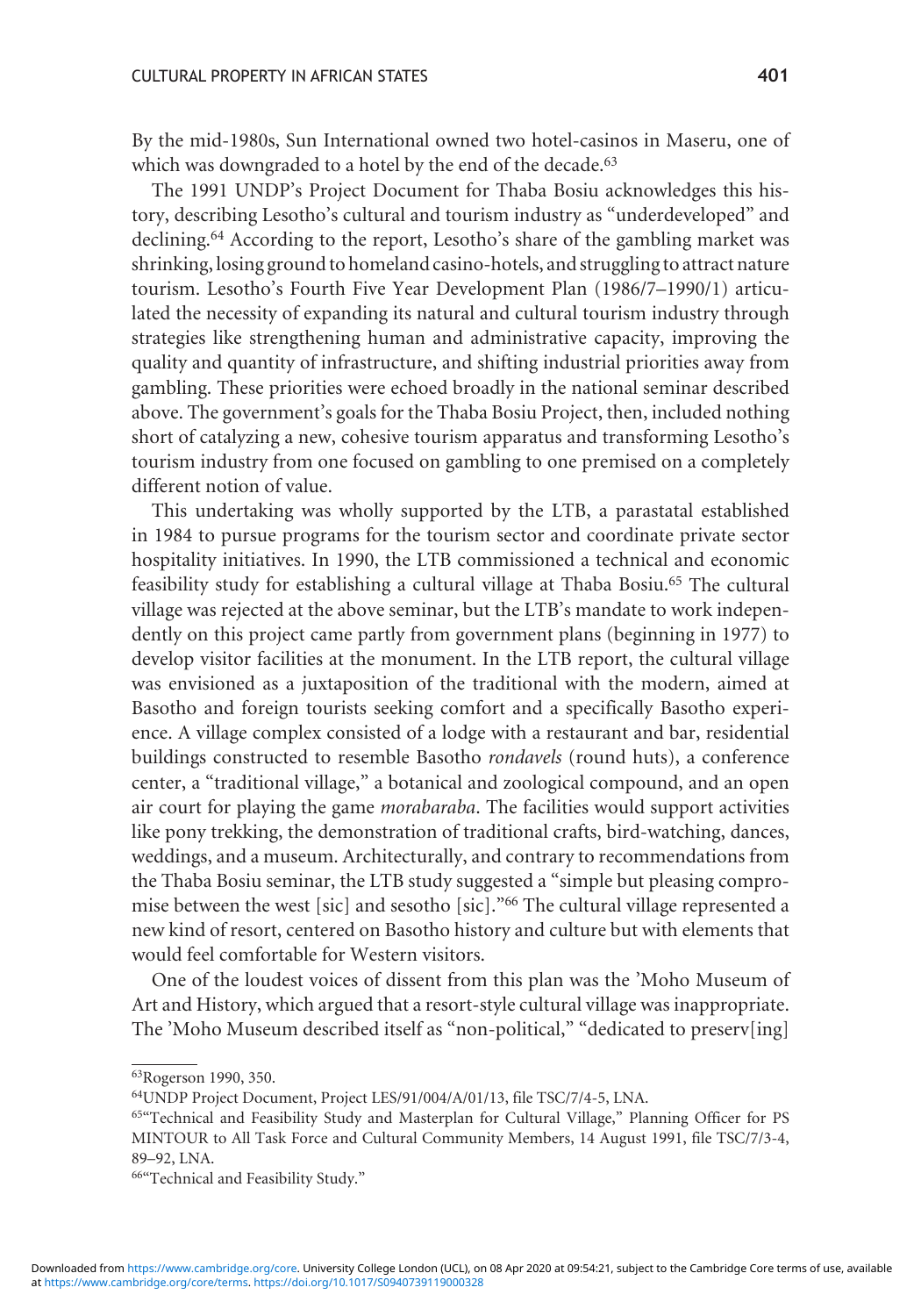By the mid-1980s, Sun International owned two hotel-casinos in Maseru, one of which was downgraded to a hotel by the end of the decade.[63]

The 1991 UNDP's Project Document for Thaba Bosiu acknowledges this history, describing Lesotho's cultural and tourism industry as "underdeveloped" and declining.[64] According to the report, Lesotho's share of the gambling market was shrinking, losing ground to homeland casino-hotels, and struggling to attract nature tourism. Lesotho's Fourth Five Year Development Plan (1986/7–1990/1) articulated the necessity of expanding its natural and cultural tourism industry through strategies like strengthening human and administrative capacity, improving the quality and quantity of infrastructure, and shifting industrial priorities away from gambling. These priorities were echoed broadly in the national seminar described above. The government's goals for the Thaba Bosiu Project, then, included nothing short of catalyzing a new, cohesive tourism apparatus and transforming Lesotho's tourism industry from one focused on gambling to one premised on a completely different notion of value.

This undertaking was wholly supported by the LTB, a parastatal established in 1984 to pursue programs for the tourism sector and coordinate private sector hospitality initiatives. In 1990, the LTB commissioned a technical and economic feasibility study for establishing a cultural village at Thaba Bosiu.[65] The cultural village was rejected at the above seminar, but the LTB's mandate to work independently on this project came partly from government plans (beginning in 1977) to develop visitor facilities at the monument. In the LTB report, the cultural village was envisioned as a juxtaposition of the traditional with the modern, aimed at Basotho and foreign tourists seeking comfort and a specifically Basotho experience. A village complex consisted of a lodge with a restaurant and bar, residential buildings constructed to resemble Basotho *rondavels* (round huts), a conference center, a "traditional village," a botanical and zoological compound, and an open air court for playing the game *morabaraba*. The facilities would support activities like pony trekking, the demonstration of traditional crafts, bird-watching, dances, weddings, and a museum. Architecturally, and contrary to recommendations from the Thaba Bosiu seminar, the LTB study suggested a "simple but pleasing compromise between the west [sic] and sesotho [sic]."[66] The cultural village represented a new kind of resort, centered on Basotho history and culture but with elements that would feel comfortable for Western visitors.

One of the loudest voices of dissent from this plan was the 'Moho Museum of Art and History, which argued that a resort-style cultural village was inappropriate. The 'Moho Museum described itself as "non-political," "dedicated to preserv[ing]

---

[63]Rogerson 1990, 350.

[64]UNDP Project Document, Project LES/91/004/A/01/13, file TSC/7/4-5, LNA.

[65]"Technical and Feasibility Study and Masterplan for Cultural Village," Planning Officer for PS MINTOUR to All Task Force and Cultural Community Members, 14 August 1991, file TSC/7/3-4, 89–92, LNA.

[66]"Technical and Feasibility Study."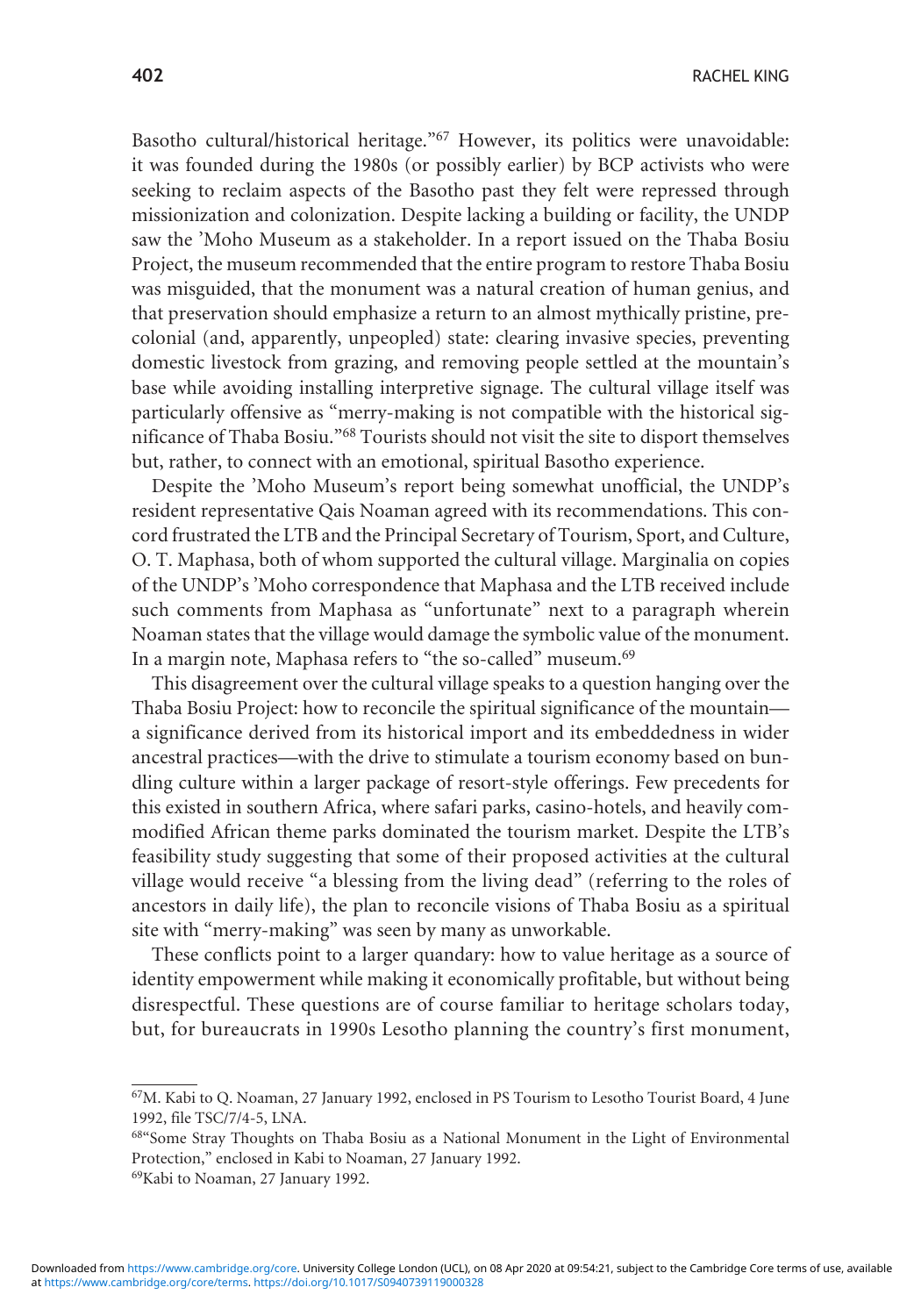Basotho cultural/historical heritage."[67] However, its politics were unavoidable: it was founded during the 1980s (or possibly earlier) by BCP activists who were seeking to reclaim aspects of the Basotho past they felt were repressed through missionization and colonization. Despite lacking a building or facility, the UNDP saw the 'Moho Museum as a stakeholder. In a report issued on the Thaba Bosiu Project, the museum recommended that the entire program to restore Thaba Bosiu was misguided, that the monument was a natural creation of human genius, and that preservation should emphasize a return to an almost mythically pristine, precolonial (and, apparently, unpeopled) state: clearing invasive species, preventing domestic livestock from grazing, and removing people settled at the mountain's base while avoiding installing interpretive signage. The cultural village itself was particularly offensive as "merry-making is not compatible with the historical significance of Thaba Bosiu."[68] Tourists should not visit the site to disport themselves but, rather, to connect with an emotional, spiritual Basotho experience.

Despite the 'Moho Museum's report being somewhat unofficial, the UNDP's resident representative Qais Noaman agreed with its recommendations. This concord frustrated the LTB and the Principal Secretary of Tourism, Sport, and Culture, O. T. Maphasa, both of whom supported the cultural village. Marginalia on copies of the UNDP's 'Moho correspondence that Maphasa and the LTB received include such comments from Maphasa as "unfortunate" next to a paragraph wherein Noaman states that the village would damage the symbolic value of the monument. In a margin note, Maphasa refers to "the so-called" museum.[69]

This disagreement over the cultural village speaks to a question hanging over the Thaba Bosiu Project: how to reconcile the spiritual significance of the mountain—a significance derived from its historical import and its embeddedness in wider ancestral practices—with the drive to stimulate a tourism economy based on bundling culture within a larger package of resort-style offerings. Few precedents for this existed in southern Africa, where safari parks, casino-hotels, and heavily commodified African theme parks dominated the tourism market. Despite the LTB's feasibility study suggesting that some of their proposed activities at the cultural village would receive "a blessing from the living dead" (referring to the roles of ancestors in daily life), the plan to reconcile visions of Thaba Bosiu as a spiritual site with "merry-making" was seen by many as unworkable.

These conflicts point to a larger quandary: how to value heritage as a source of identity empowerment while making it economically profitable, but without being disrespectful. These questions are of course familiar to heritage scholars today, but, for bureaucrats in 1990s Lesotho planning the country's first monument,

---

[67] M. Kabi to Q. Noaman, 27 January 1992, enclosed in PS Tourism to Lesotho Tourist Board, 4 June 1992, file TSC/7/4-5, LNA.

[68] "Some Stray Thoughts on Thaba Bosiu as a National Monument in the Light of Environmental Protection," enclosed in Kabi to Noaman, 27 January 1992.

[69] Kabi to Noaman, 27 January 1992.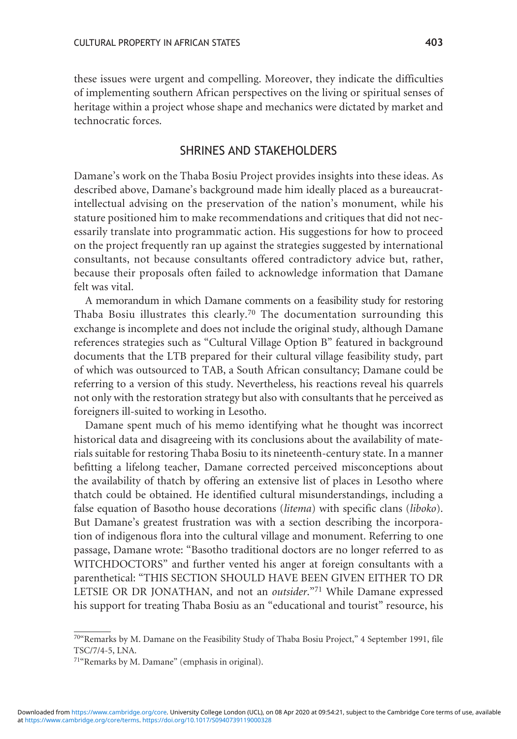these issues were urgent and compelling. Moreover, they indicate the difficulties of implementing southern African perspectives on the living or spiritual senses of heritage within a project whose shape and mechanics were dictated by market and technocratic forces.

## SHRINES AND STAKEHOLDERS

Damane's work on the Thaba Bosiu Project provides insights into these ideas. As described above, Damane's background made him ideally placed as a bureaucrat-intellectual advising on the preservation of the nation's monument, while his stature positioned him to make recommendations and critiques that did not necessarily translate into programmatic action. His suggestions for how to proceed on the project frequently ran up against the strategies suggested by international consultants, not because consultants offered contradictory advice but, rather, because their proposals often failed to acknowledge information that Damane felt was vital.

A memorandum in which Damane comments on a feasibility study for restoring Thaba Bosiu illustrates this clearly.[70] The documentation surrounding this exchange is incomplete and does not include the original study, although Damane references strategies such as "Cultural Village Option B" featured in background documents that the LTB prepared for their cultural village feasibility study, part of which was outsourced to TAB, a South African consultancy; Damane could be referring to a version of this study. Nevertheless, his reactions reveal his quarrels not only with the restoration strategy but also with consultants that he perceived as foreigners ill-suited to working in Lesotho.

Damane spent much of his memo identifying what he thought was incorrect historical data and disagreeing with its conclusions about the availability of materials suitable for restoring Thaba Bosiu to its nineteenth-century state. In a manner befitting a lifelong teacher, Damane corrected perceived misconceptions about the availability of thatch by offering an extensive list of places in Lesotho where thatch could be obtained. He identified cultural misunderstandings, including a false equation of Basotho house decorations (*litema*) with specific clans (*liboko*). But Damane's greatest frustration was with a section describing the incorporation of indigenous flora into the cultural village and monument. Referring to one passage, Damane wrote: "Basotho traditional doctors are no longer referred to as WITCHDOCTORS" and further vented his anger at foreign consultants with a parenthetical: "THIS SECTION SHOULD HAVE BEEN GIVEN EITHER TO DR LETSIE OR DR JONATHAN, and not an *outsider*."[71] While Damane expressed his support for treating Thaba Bosiu as an "educational and tourist" resource, his

[70] "Remarks by M. Damane on the Feasibility Study of Thaba Bosiu Project," 4 September 1991, file TSC/7/4-5, LNA.

[71] "Remarks by M. Damane" (emphasis in original).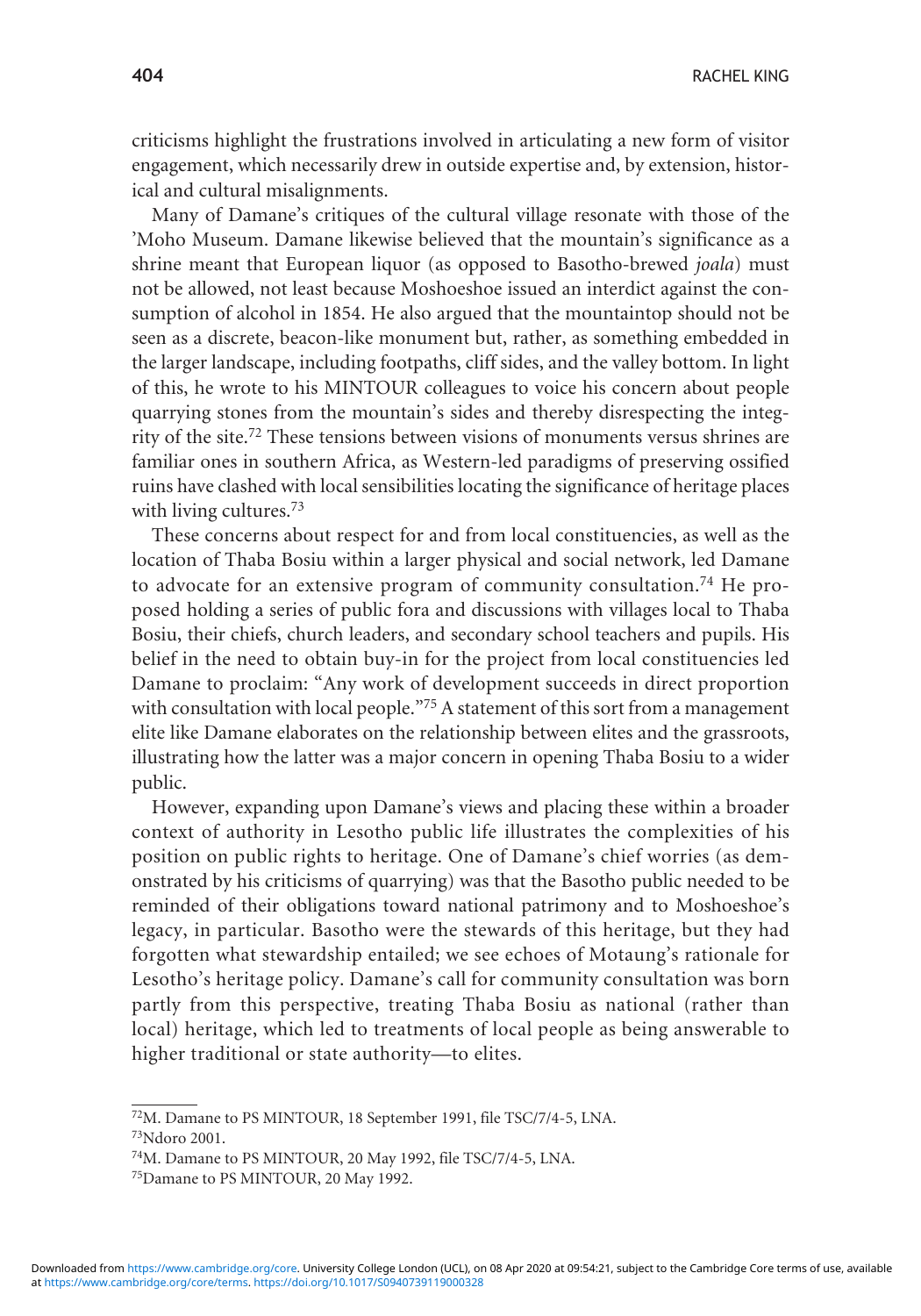criticisms highlight the frustrations involved in articulating a new form of visitor engagement, which necessarily drew in outside expertise and, by extension, historical and cultural misalignments.

Many of Damane's critiques of the cultural village resonate with those of the 'Moho Museum. Damane likewise believed that the mountain's significance as a shrine meant that European liquor (as opposed to Basotho-brewed *joala*) must not be allowed, not least because Moshoeshoe issued an interdict against the consumption of alcohol in 1854. He also argued that the mountaintop should not be seen as a discrete, beacon-like monument but, rather, as something embedded in the larger landscape, including footpaths, cliff sides, and the valley bottom. In light of this, he wrote to his MINTOUR colleagues to voice his concern about people quarrying stones from the mountain's sides and thereby disrespecting the integrity of the site.[72] These tensions between visions of monuments versus shrines are familiar ones in southern Africa, as Western-led paradigms of preserving ossified ruins have clashed with local sensibilities locating the significance of heritage places with living cultures.[73]

These concerns about respect for and from local constituencies, as well as the location of Thaba Bosiu within a larger physical and social network, led Damane to advocate for an extensive program of community consultation.[74] He proposed holding a series of public fora and discussions with villages local to Thaba Bosiu, their chiefs, church leaders, and secondary school teachers and pupils. His belief in the need to obtain buy-in for the project from local constituencies led Damane to proclaim: "Any work of development succeeds in direct proportion with consultation with local people."[75] A statement of this sort from a management elite like Damane elaborates on the relationship between elites and the grassroots, illustrating how the latter was a major concern in opening Thaba Bosiu to a wider public.

However, expanding upon Damane's views and placing these within a broader context of authority in Lesotho public life illustrates the complexities of his position on public rights to heritage. One of Damane's chief worries (as demonstrated by his criticisms of quarrying) was that the Basotho public needed to be reminded of their obligations toward national patrimony and to Moshoeshoe's legacy, in particular. Basotho were the stewards of this heritage, but they had forgotten what stewardship entailed; we see echoes of Motaung's rationale for Lesotho's heritage policy. Damane's call for community consultation was born partly from this perspective, treating Thaba Bosiu as national (rather than local) heritage, which led to treatments of local people as being answerable to higher traditional or state authority—to elites.

---

[72] M. Damane to PS MINTOUR, 18 September 1991, file TSC/7/4-5, LNA.

[73] Ndoro 2001.

[74] M. Damane to PS MINTOUR, 20 May 1992, file TSC/7/4-5, LNA.

[75] Damane to PS MINTOUR, 20 May 1992.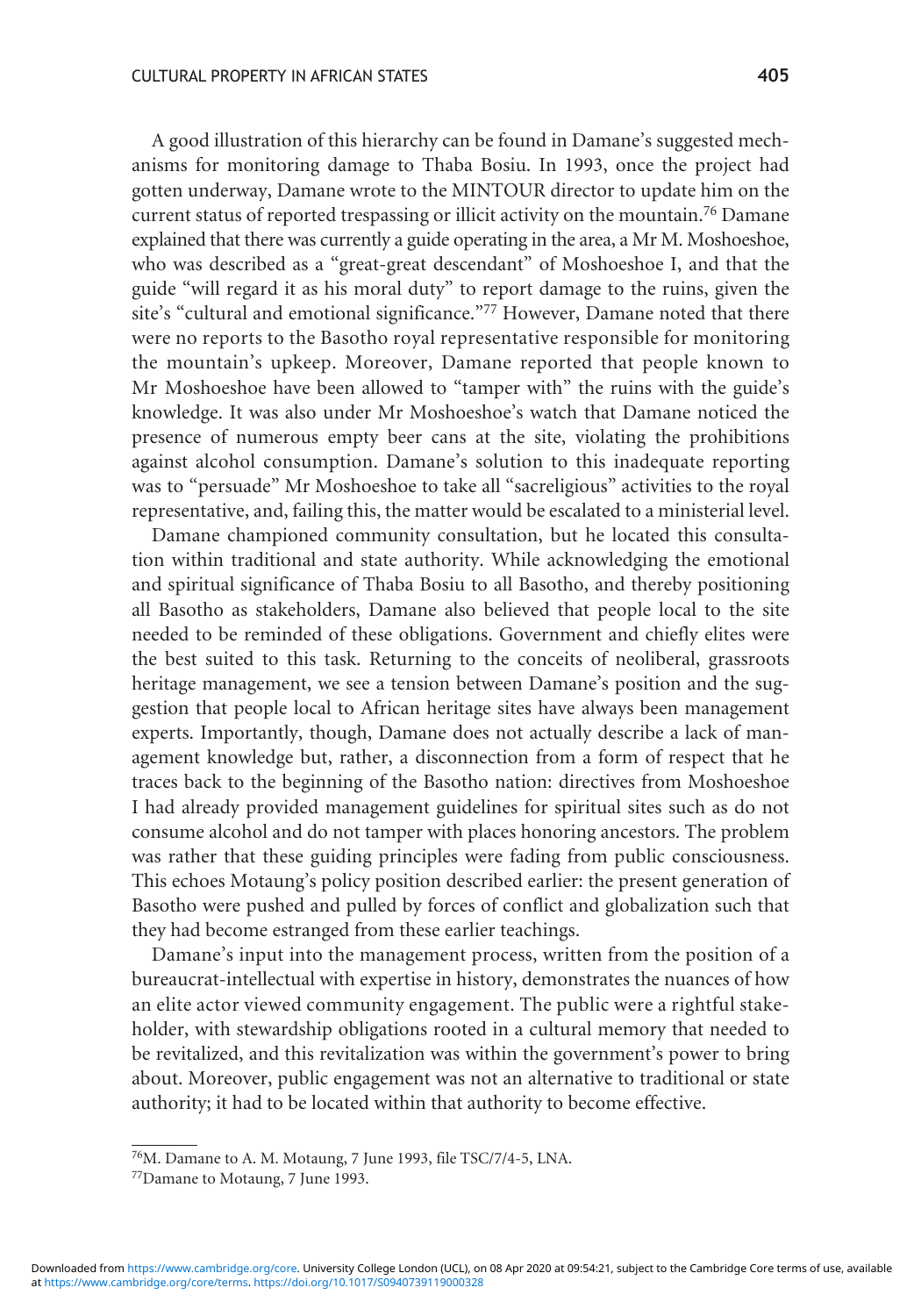A good illustration of this hierarchy can be found in Damane's suggested mechanisms for monitoring damage to Thaba Bosiu. In 1993, once the project had gotten underway, Damane wrote to the MINTOUR director to update him on the current status of reported trespassing or illicit activity on the mountain.[76] Damane explained that there was currently a guide operating in the area, a Mr M. Moshoeshoe, who was described as a "great-great descendant" of Moshoeshoe I, and that the guide "will regard it as his moral duty" to report damage to the ruins, given the site's "cultural and emotional significance."[77] However, Damane noted that there were no reports to the Basotho royal representative responsible for monitoring the mountain's upkeep. Moreover, Damane reported that people known to Mr Moshoeshoe have been allowed to "tamper with" the ruins with the guide's knowledge. It was also under Mr Moshoeshoe's watch that Damane noticed the presence of numerous empty beer cans at the site, violating the prohibitions against alcohol consumption. Damane's solution to this inadequate reporting was to "persuade" Mr Moshoeshoe to take all "sacreligious" activities to the royal representative, and, failing this, the matter would be escalated to a ministerial level.

Damane championed community consultation, but he located this consultation within traditional and state authority. While acknowledging the emotional and spiritual significance of Thaba Bosiu to all Basotho, and thereby positioning all Basotho as stakeholders, Damane also believed that people local to the site needed to be reminded of these obligations. Government and chiefly elites were the best suited to this task. Returning to the conceits of neoliberal, grassroots heritage management, we see a tension between Damane's position and the suggestion that people local to African heritage sites have always been management experts. Importantly, though, Damane does not actually describe a lack of management knowledge but, rather, a disconnection from a form of respect that he traces back to the beginning of the Basotho nation: directives from Moshoeshoe I had already provided management guidelines for spiritual sites such as do not consume alcohol and do not tamper with places honoring ancestors. The problem was rather that these guiding principles were fading from public consciousness. This echoes Motaung's policy position described earlier: the present generation of Basotho were pushed and pulled by forces of conflict and globalization such that they had become estranged from these earlier teachings.

Damane's input into the management process, written from the position of a bureaucrat-intellectual with expertise in history, demonstrates the nuances of how an elite actor viewed community engagement. The public were a rightful stakeholder, with stewardship obligations rooted in a cultural memory that needed to be revitalized, and this revitalization was within the government's power to bring about. Moreover, public engagement was not an alternative to traditional or state authority; it had to be located within that authority to become effective.

---

[76] M. Damane to A. M. Motaung, 7 June 1993, file TSC/7/4-5, LNA.

[77] Damane to Motaung, 7 June 1993.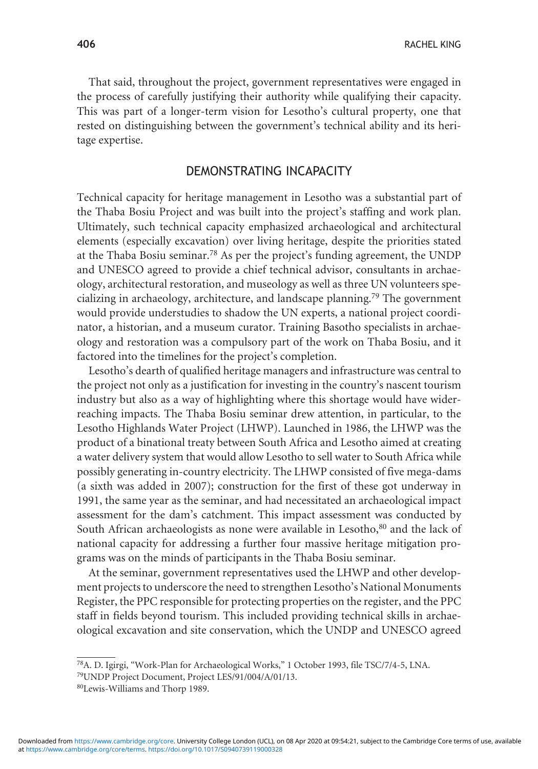That said, throughout the project, government representatives were engaged in the process of carefully justifying their authority while qualifying their capacity. This was part of a longer-term vision for Lesotho's cultural property, one that rested on distinguishing between the government's technical ability and its heritage expertise.

## DEMONSTRATING INCAPACITY

Technical capacity for heritage management in Lesotho was a substantial part of the Thaba Bosiu Project and was built into the project's staffing and work plan. Ultimately, such technical capacity emphasized archaeological and architectural elements (especially excavation) over living heritage, despite the priorities stated at the Thaba Bosiu seminar.[78] As per the project's funding agreement, the UNDP and UNESCO agreed to provide a chief technical advisor, consultants in archaeology, architectural restoration, and museology as well as three UN volunteers specializing in archaeology, architecture, and landscape planning.[79] The government would provide understudies to shadow the UN experts, a national project coordinator, a historian, and a museum curator. Training Basotho specialists in archaeology and restoration was a compulsory part of the work on Thaba Bosiu, and it factored into the timelines for the project's completion.

Lesotho's dearth of qualified heritage managers and infrastructure was central to the project not only as a justification for investing in the country's nascent tourism industry but also as a way of highlighting where this shortage would have wider-reaching impacts. The Thaba Bosiu seminar drew attention, in particular, to the Lesotho Highlands Water Project (LHWP). Launched in 1986, the LHWP was the product of a binational treaty between South Africa and Lesotho aimed at creating a water delivery system that would allow Lesotho to sell water to South Africa while possibly generating in-country electricity. The LHWP consisted of five mega-dams (a sixth was added in 2007); construction for the first of these got underway in 1991, the same year as the seminar, and had necessitated an archaeological impact assessment for the dam's catchment. This impact assessment was conducted by South African archaeologists as none were available in Lesotho,[80] and the lack of national capacity for addressing a further four massive heritage mitigation programs was on the minds of participants in the Thaba Bosiu seminar.

At the seminar, government representatives used the LHWP and other development projects to underscore the need to strengthen Lesotho's National Monuments Register, the PPC responsible for protecting properties on the register, and the PPC staff in fields beyond tourism. This included providing technical skills in archaeological excavation and site conservation, which the UNDP and UNESCO agreed

---

[78] A. D. Igirgi, "Work-Plan for Archaeological Works," 1 October 1993, file TSC/7/4-5, LNA.

[79] UNDP Project Document, Project LES/91/004/A/01/13.

[80] Lewis-Williams and Thorp 1989.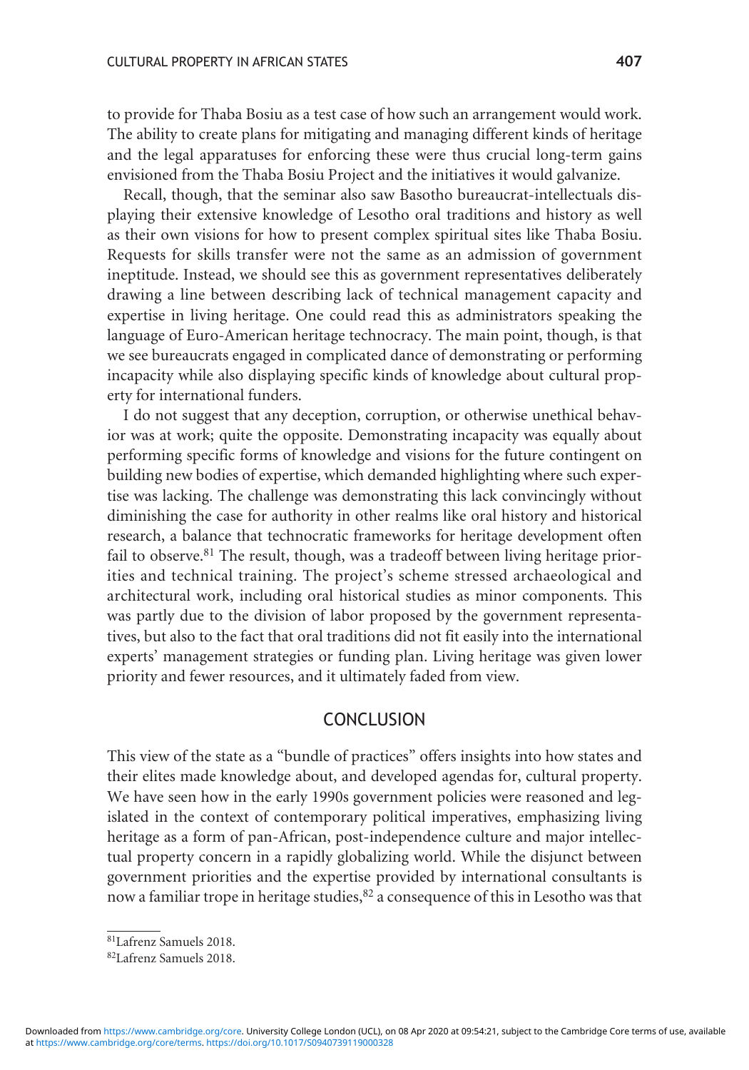to provide for Thaba Bosiu as a test case of how such an arrangement would work. The ability to create plans for mitigating and managing different kinds of heritage and the legal apparatuses for enforcing these were thus crucial long-term gains envisioned from the Thaba Bosiu Project and the initiatives it would galvanize.

Recall, though, that the seminar also saw Basotho bureaucrat-intellectuals displaying their extensive knowledge of Lesotho oral traditions and history as well as their own visions for how to present complex spiritual sites like Thaba Bosiu. Requests for skills transfer were not the same as an admission of government ineptitude. Instead, we should see this as government representatives deliberately drawing a line between describing lack of technical management capacity and expertise in living heritage. One could read this as administrators speaking the language of Euro-American heritage technocracy. The main point, though, is that we see bureaucrats engaged in complicated dance of demonstrating or performing incapacity while also displaying specific kinds of knowledge about cultural property for international funders.

I do not suggest that any deception, corruption, or otherwise unethical behavior was at work; quite the opposite. Demonstrating incapacity was equally about performing specific forms of knowledge and visions for the future contingent on building new bodies of expertise, which demanded highlighting where such expertise was lacking. The challenge was demonstrating this lack convincingly without diminishing the case for authority in other realms like oral history and historical research, a balance that technocratic frameworks for heritage development often fail to observe.[81] The result, though, was a tradeoff between living heritage priorities and technical training. The project's scheme stressed archaeological and architectural work, including oral historical studies as minor components. This was partly due to the division of labor proposed by the government representatives, but also to the fact that oral traditions did not fit easily into the international experts' management strategies or funding plan. Living heritage was given lower priority and fewer resources, and it ultimately faded from view.

## CONCLUSION

This view of the state as a "bundle of practices" offers insights into how states and their elites made knowledge about, and developed agendas for, cultural property. We have seen how in the early 1990s government policies were reasoned and legislated in the context of contemporary political imperatives, emphasizing living heritage as a form of pan-African, post-independence culture and major intellectual property concern in a rapidly globalizing world. While the disjunct between government priorities and the expertise provided by international consultants is now a familiar trope in heritage studies,[82] a consequence of this in Lesotho was that

[81] Lafrenz Samuels 2018.

[82] Lafrenz Samuels 2018.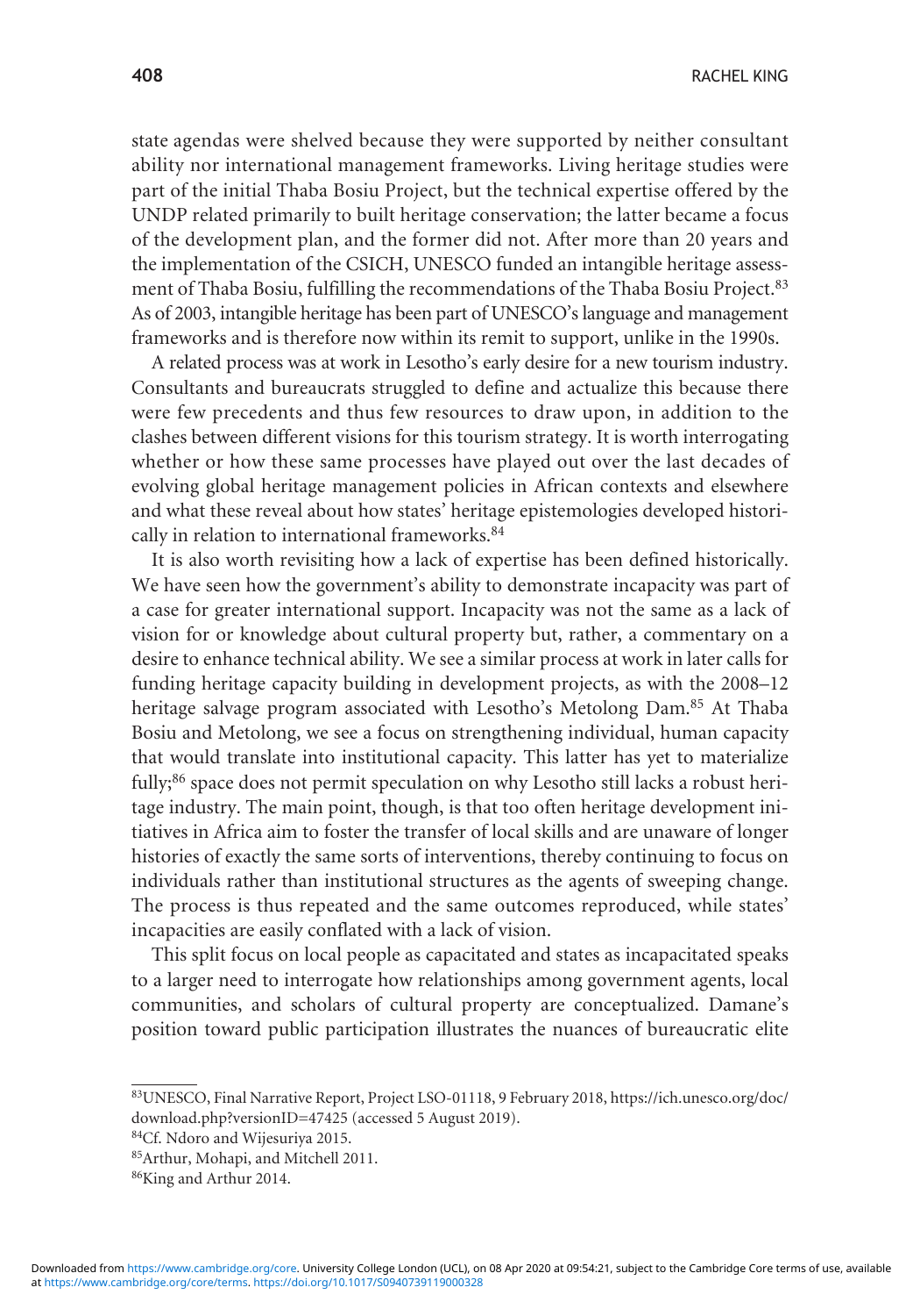state agendas were shelved because they were supported by neither consultant ability nor international management frameworks. Living heritage studies were part of the initial Thaba Bosiu Project, but the technical expertise offered by the UNDP related primarily to built heritage conservation; the latter became a focus of the development plan, and the former did not. After more than 20 years and the implementation of the CSICH, UNESCO funded an intangible heritage assessment of Thaba Bosiu, fulfilling the recommendations of the Thaba Bosiu Project.[83] As of 2003, intangible heritage has been part of UNESCO's language and management frameworks and is therefore now within its remit to support, unlike in the 1990s.

A related process was at work in Lesotho's early desire for a new tourism industry. Consultants and bureaucrats struggled to define and actualize this because there were few precedents and thus few resources to draw upon, in addition to the clashes between different visions for this tourism strategy. It is worth interrogating whether or how these same processes have played out over the last decades of evolving global heritage management policies in African contexts and elsewhere and what these reveal about how states' heritage epistemologies developed historically in relation to international frameworks.[84]

It is also worth revisiting how a lack of expertise has been defined historically. We have seen how the government's ability to demonstrate incapacity was part of a case for greater international support. Incapacity was not the same as a lack of vision for or knowledge about cultural property but, rather, a commentary on a desire to enhance technical ability. We see a similar process at work in later calls for funding heritage capacity building in development projects, as with the 2008–12 heritage salvage program associated with Lesotho's Metolong Dam.[85] At Thaba Bosiu and Metolong, we see a focus on strengthening individual, human capacity that would translate into institutional capacity. This latter has yet to materialize fully;[86] space does not permit speculation on why Lesotho still lacks a robust heritage industry. The main point, though, is that too often heritage development initiatives in Africa aim to foster the transfer of local skills and are unaware of longer histories of exactly the same sorts of interventions, thereby continuing to focus on individuals rather than institutional structures as the agents of sweeping change. The process is thus repeated and the same outcomes reproduced, while states' incapacities are easily conflated with a lack of vision.

This split focus on local people as capacitated and states as incapacitated speaks to a larger need to interrogate how relationships among government agents, local communities, and scholars of cultural property are conceptualized. Damane's position toward public participation illustrates the nuances of bureaucratic elite

---

[83] UNESCO, Final Narrative Report, Project LSO-01118, 9 February 2018, https://ich.unesco.org/doc/download.php?versionID=47425 (accessed 5 August 2019).

[84] Cf. Ndoro and Wijesuriya 2015.

[85] Arthur, Mohapi, and Mitchell 2011.

[86] King and Arthur 2014.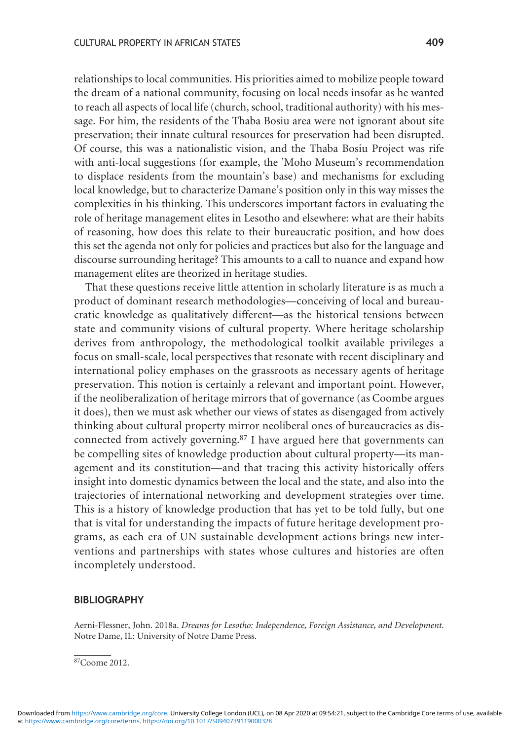relationships to local communities. His priorities aimed to mobilize people toward the dream of a national community, focusing on local needs insofar as he wanted to reach all aspects of local life (church, school, traditional authority) with his message. For him, the residents of the Thaba Bosiu area were not ignorant about site preservation; their innate cultural resources for preservation had been disrupted. Of course, this was a nationalistic vision, and the Thaba Bosiu Project was rife with anti-local suggestions (for example, the 'Moho Museum's recommendation to displace residents from the mountain's base) and mechanisms for excluding local knowledge, but to characterize Damane's position only in this way misses the complexities in his thinking. This underscores important factors in evaluating the role of heritage management elites in Lesotho and elsewhere: what are their habits of reasoning, how does this relate to their bureaucratic position, and how does this set the agenda not only for policies and practices but also for the language and discourse surrounding heritage? This amounts to a call to nuance and expand how management elites are theorized in heritage studies.

That these questions receive little attention in scholarly literature is as much a product of dominant research methodologies—conceiving of local and bureaucratic knowledge as qualitatively different—as the historical tensions between state and community visions of cultural property. Where heritage scholarship derives from anthropology, the methodological toolkit available privileges a focus on small-scale, local perspectives that resonate with recent disciplinary and international policy emphases on the grassroots as necessary agents of heritage preservation. This notion is certainly a relevant and important point. However, if the neoliberalization of heritage mirrors that of governance (as Coombe argues it does), then we must ask whether our views of states as disengaged from actively thinking about cultural property mirror neoliberal ones of bureaucracies as disconnected from actively governing.[87] I have argued here that governments can be compelling sites of knowledge production about cultural property—its management and its constitution—and that tracing this activity historically offers insight into domestic dynamics between the local and the state, and also into the trajectories of international networking and development strategies over time. This is a history of knowledge production that has yet to be told fully, but one that is vital for understanding the impacts of future heritage development programs, as each era of UN sustainable development actions brings new interventions and partnerships with states whose cultures and histories are often incompletely understood.

## BIBLIOGRAPHY

Aerni-Flessner, John. 2018a. *Dreams for Lesotho: Independence, Foreign Assistance, and Development*. Notre Dame, IL: University of Notre Dame Press.

[87] Coome 2012.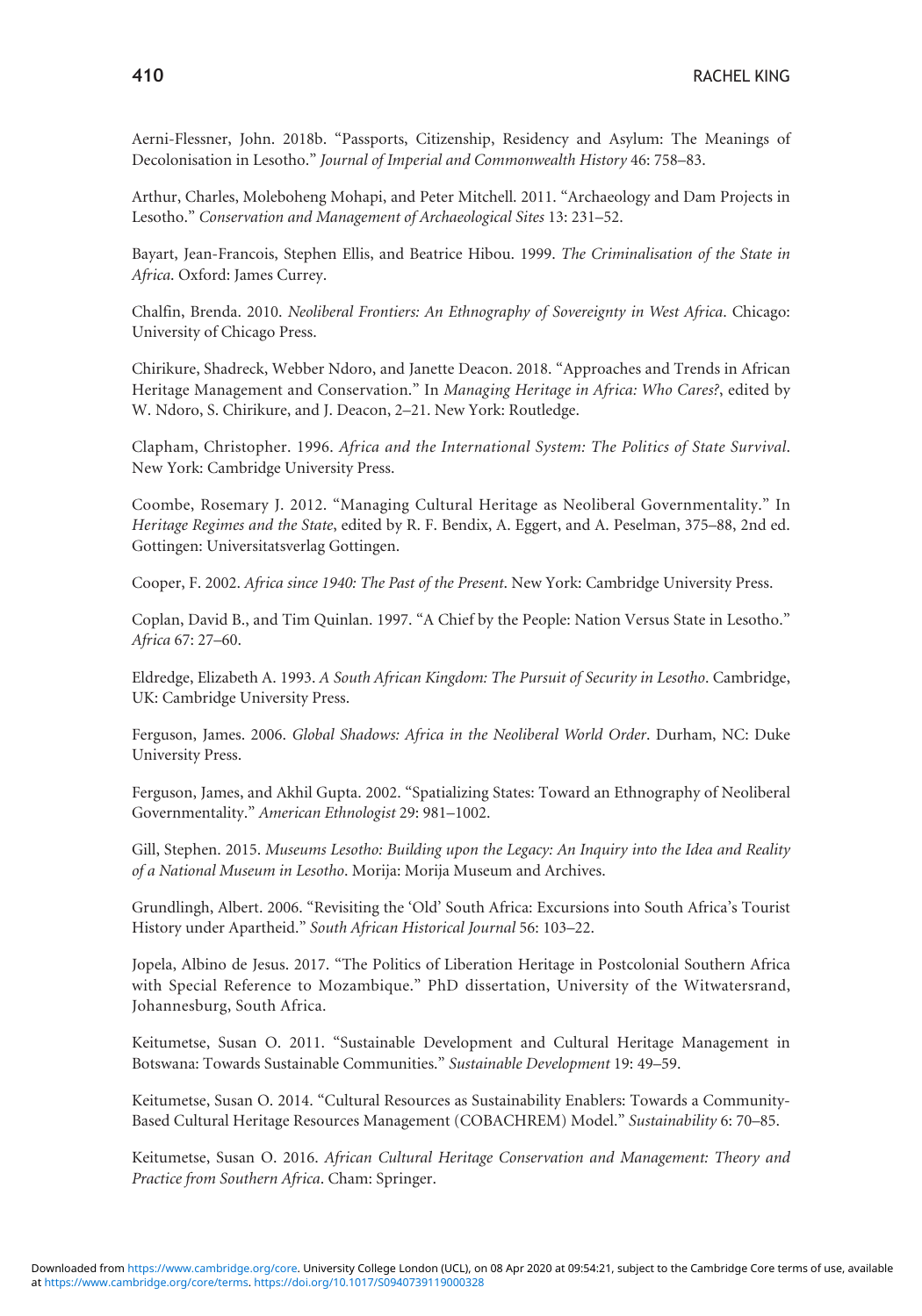Aerni-Flessner, John. 2018b. "Passports, Citizenship, Residency and Asylum: The Meanings of Decolonisation in Lesotho." *Journal of Imperial and Commonwealth History* 46: 758–83.

Arthur, Charles, Moleboheng Mohapi, and Peter Mitchell. 2011. "Archaeology and Dam Projects in Lesotho." *Conservation and Management of Archaeological Sites* 13: 231–52.

Bayart, Jean-Francois, Stephen Ellis, and Beatrice Hibou. 1999. *The Criminalisation of the State in Africa*. Oxford: James Currey.

Chalfin, Brenda. 2010. *Neoliberal Frontiers: An Ethnography of Sovereignty in West Africa*. Chicago: University of Chicago Press.

Chirikure, Shadreck, Webber Ndoro, and Janette Deacon. 2018. "Approaches and Trends in African Heritage Management and Conservation." In *Managing Heritage in Africa: Who Cares?*, edited by W. Ndoro, S. Chirikure, and J. Deacon, 2–21. New York: Routledge.

Clapham, Christopher. 1996. *Africa and the International System: The Politics of State Survival*. New York: Cambridge University Press.

Coombe, Rosemary J. 2012. "Managing Cultural Heritage as Neoliberal Governmentality." In *Heritage Regimes and the State*, edited by R. F. Bendix, A. Eggert, and A. Peselman, 375–88, 2nd ed. Gottingen: Universitatsverlag Gottingen.

Cooper, F. 2002. *Africa since 1940: The Past of the Present*. New York: Cambridge University Press.

Coplan, David B., and Tim Quinlan. 1997. "A Chief by the People: Nation Versus State in Lesotho." *Africa* 67: 27–60.

Eldredge, Elizabeth A. 1993. *A South African Kingdom: The Pursuit of Security in Lesotho*. Cambridge, UK: Cambridge University Press.

Ferguson, James. 2006. *Global Shadows: Africa in the Neoliberal World Order*. Durham, NC: Duke University Press.

Ferguson, James, and Akhil Gupta. 2002. "Spatializing States: Toward an Ethnography of Neoliberal Governmentality." *American Ethnologist* 29: 981–1002.

Gill, Stephen. 2015. *Museums Lesotho: Building upon the Legacy: An Inquiry into the Idea and Reality of a National Museum in Lesotho*. Morija: Morija Museum and Archives.

Grundlingh, Albert. 2006. "Revisiting the 'Old' South Africa: Excursions into South Africa's Tourist History under Apartheid." *South African Historical Journal* 56: 103–22.

Jopela, Albino de Jesus. 2017. "The Politics of Liberation Heritage in Postcolonial Southern Africa with Special Reference to Mozambique." PhD dissertation, University of the Witwatersrand, Johannesburg, South Africa.

Keitumetse, Susan O. 2011. "Sustainable Development and Cultural Heritage Management in Botswana: Towards Sustainable Communities." *Sustainable Development* 19: 49–59.

Keitumetse, Susan O. 2014. "Cultural Resources as Sustainability Enablers: Towards a Community-Based Cultural Heritage Resources Management (COBACHREM) Model." *Sustainability* 6: 70–85.

Keitumetse, Susan O. 2016. *African Cultural Heritage Conservation and Management: Theory and Practice from Southern Africa*. Cham: Springer.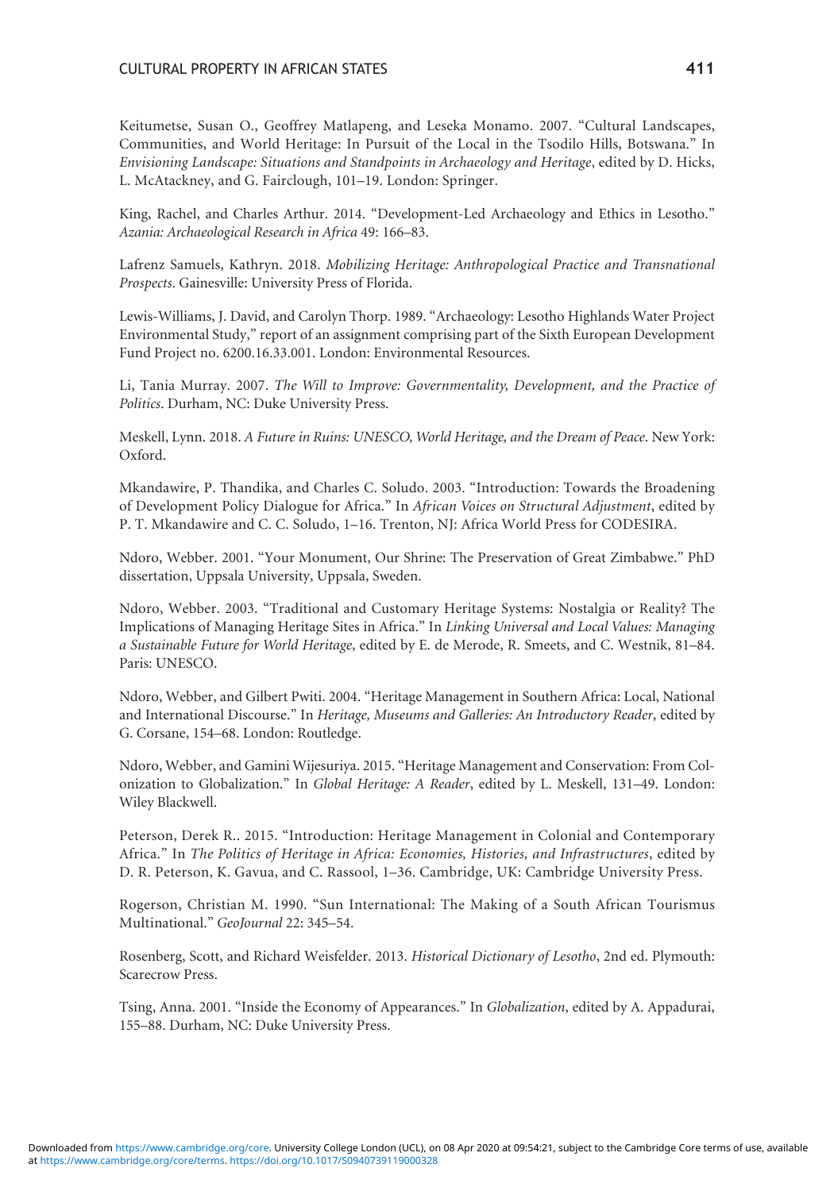Keitumetse, Susan O., Geoffrey Matlapeng, and Leseka Monamo. 2007. "Cultural Landscapes, Communities, and World Heritage: In Pursuit of the Local in the Tsodilo Hills, Botswana." In *Envisioning Landscape: Situations and Standpoints in Archaeology and Heritage*, edited by D. Hicks, L. McAtackney, and G. Fairclough, 101–19. London: Springer.

King, Rachel, and Charles Arthur. 2014. "Development-Led Archaeology and Ethics in Lesotho." *Azania: Archaeological Research in Africa* 49: 166–83.

Lafrenz Samuels, Kathryn. 2018. *Mobilizing Heritage: Anthropological Practice and Transnational Prospects*. Gainesville: University Press of Florida.

Lewis-Williams, J. David, and Carolyn Thorp. 1989. "Archaeology: Lesotho Highlands Water Project Environmental Study," report of an assignment comprising part of the Sixth European Development Fund Project no. 6200.16.33.001. London: Environmental Resources.

Li, Tania Murray. 2007. *The Will to Improve: Governmentality, Development, and the Practice of Politics*. Durham, NC: Duke University Press.

Meskell, Lynn. 2018. *A Future in Ruins: UNESCO, World Heritage, and the Dream of Peace*. New York: Oxford.

Mkandawire, P. Thandika, and Charles C. Soludo. 2003. "Introduction: Towards the Broadening of Development Policy Dialogue for Africa." In *African Voices on Structural Adjustment*, edited by P. T. Mkandawire and C. C. Soludo, 1–16. Trenton, NJ: Africa World Press for CODESIRA.

Ndoro, Webber. 2001. "Your Monument, Our Shrine: The Preservation of Great Zimbabwe." PhD dissertation, Uppsala University, Uppsala, Sweden.

Ndoro, Webber. 2003. "Traditional and Customary Heritage Systems: Nostalgia or Reality? The Implications of Managing Heritage Sites in Africa." In *Linking Universal and Local Values: Managing a Sustainable Future for World Heritage*, edited by E. de Merode, R. Smeets, and C. Westnik, 81–84. Paris: UNESCO.

Ndoro, Webber, and Gilbert Pwiti. 2004. "Heritage Management in Southern Africa: Local, National and International Discourse." In *Heritage, Museums and Galleries: An Introductory Reader*, edited by G. Corsane, 154–68. London: Routledge.

Ndoro, Webber, and Gamini Wijesuriya. 2015. "Heritage Management and Conservation: From Colonization to Globalization." In *Global Heritage: A Reader*, edited by L. Meskell, 131–49. London: Wiley Blackwell.

Peterson, Derek R.. 2015. "Introduction: Heritage Management in Colonial and Contemporary Africa." In *The Politics of Heritage in Africa: Economies, Histories, and Infrastructures*, edited by D. R. Peterson, K. Gavua, and C. Rassool, 1–36. Cambridge, UK: Cambridge University Press.

Rogerson, Christian M. 1990. "Sun International: The Making of a South African Tourismus Multinational." *GeoJournal* 22: 345–54.

Rosenberg, Scott, and Richard Weisfelder. 2013. *Historical Dictionary of Lesotho*, 2nd ed. Plymouth: Scarecrow Press.

Tsing, Anna. 2001. "Inside the Economy of Appearances." In *Globalization*, edited by A. Appadurai, 155–88. Durham, NC: Duke University Press.